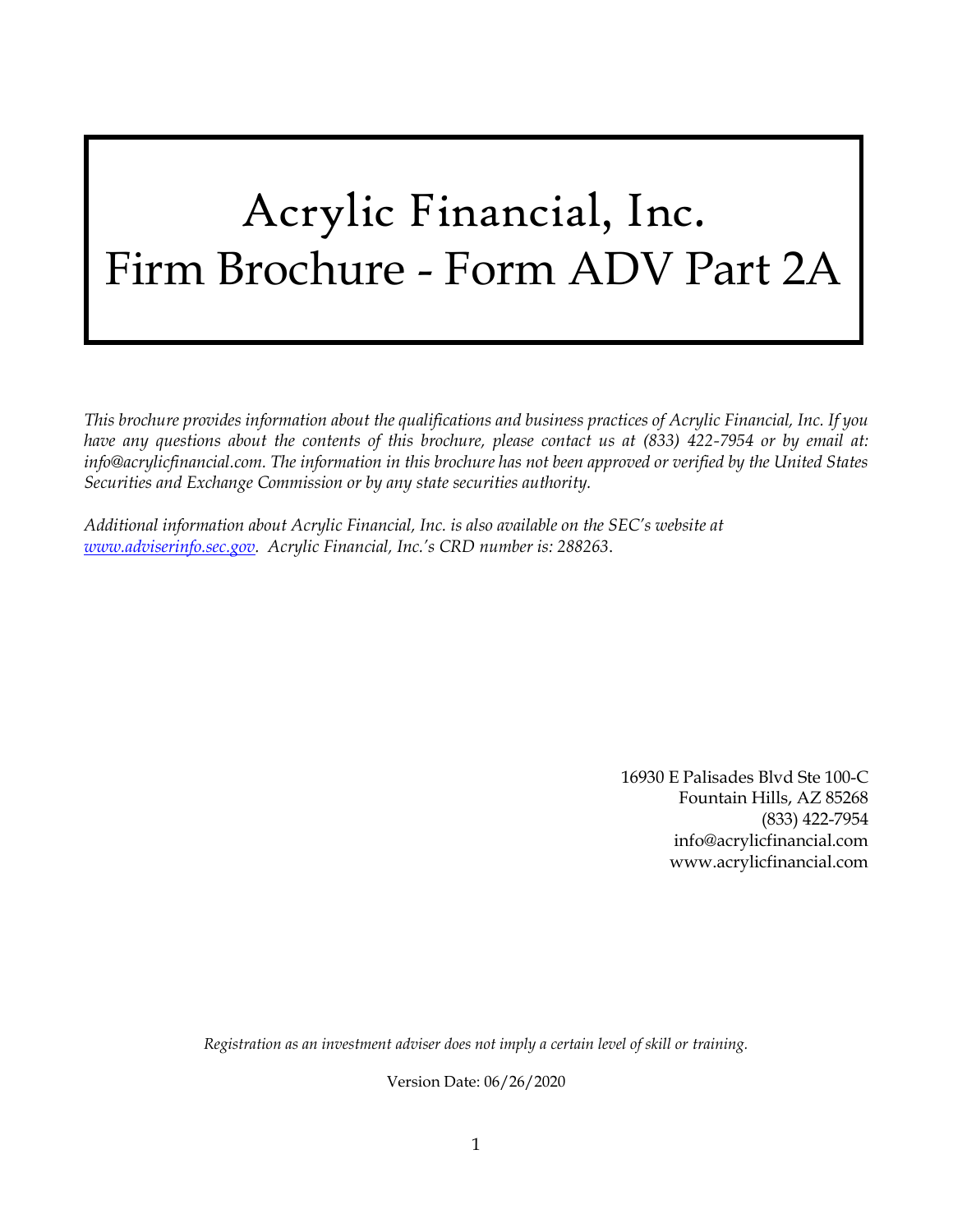# Acrylic Financial, Inc.
# Firm Brochure - Form ADV Part 2A

*This brochure provides information about the qualifications and business practices of Acrylic Financial, Inc. If you have any questions about the contents of this brochure, please contact us at (833) 422-7954 or by email at: info@acrylicfinancial.com. The information in this brochure has not been approved or verified by the United States Securities and Exchange Commission or by any state securities authority.*

*Additional information about Acrylic Financial, Inc. is also available on the SEC's website at [www.adviserinfo.sec.gov](http://www.adviserinfo.sec.gov). Acrylic Financial, Inc.'s CRD number is: 288263.*

16930 E Palisades Blvd Ste 100-C
Fountain Hills, AZ 85268
(833) 422-7954
info@acrylicfinancial.com
www.acrylicfinancial.com

*Registration as an investment adviser does not imply a certain level of skill or training.*

Version Date: 06/26/2020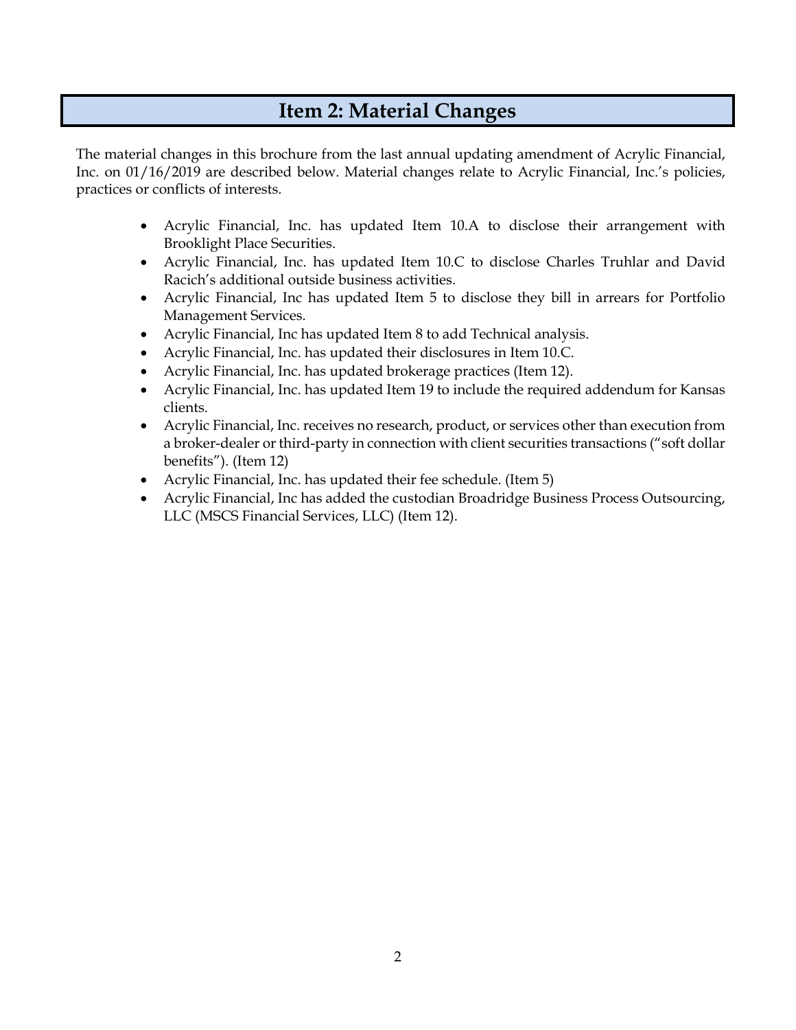# Item 2: Material Changes

The material changes in this brochure from the last annual updating amendment of Acrylic Financial, Inc. on 01/16/2019 are described below. Material changes relate to Acrylic Financial, Inc.'s policies, practices or conflicts of interests.

- Acrylic Financial, Inc. has updated Item 10.A to disclose their arrangement with Brooklight Place Securities.
- Acrylic Financial, Inc. has updated Item 10.C to disclose Charles Truhlar and David Racich's additional outside business activities.
- Acrylic Financial, Inc has updated Item 5 to disclose they bill in arrears for Portfolio Management Services.
- Acrylic Financial, Inc has updated Item 8 to add Technical analysis.
- Acrylic Financial, Inc. has updated their disclosures in Item 10.C.
- Acrylic Financial, Inc. has updated brokerage practices (Item 12).
- Acrylic Financial, Inc. has updated Item 19 to include the required addendum for Kansas clients.
- Acrylic Financial, Inc. receives no research, product, or services other than execution from a broker-dealer or third-party in connection with client securities transactions ("soft dollar benefits"). (Item 12)
- Acrylic Financial, Inc. has updated their fee schedule. (Item 5)
- Acrylic Financial, Inc has added the custodian Broadridge Business Process Outsourcing, LLC (MSCS Financial Services, LLC) (Item 12).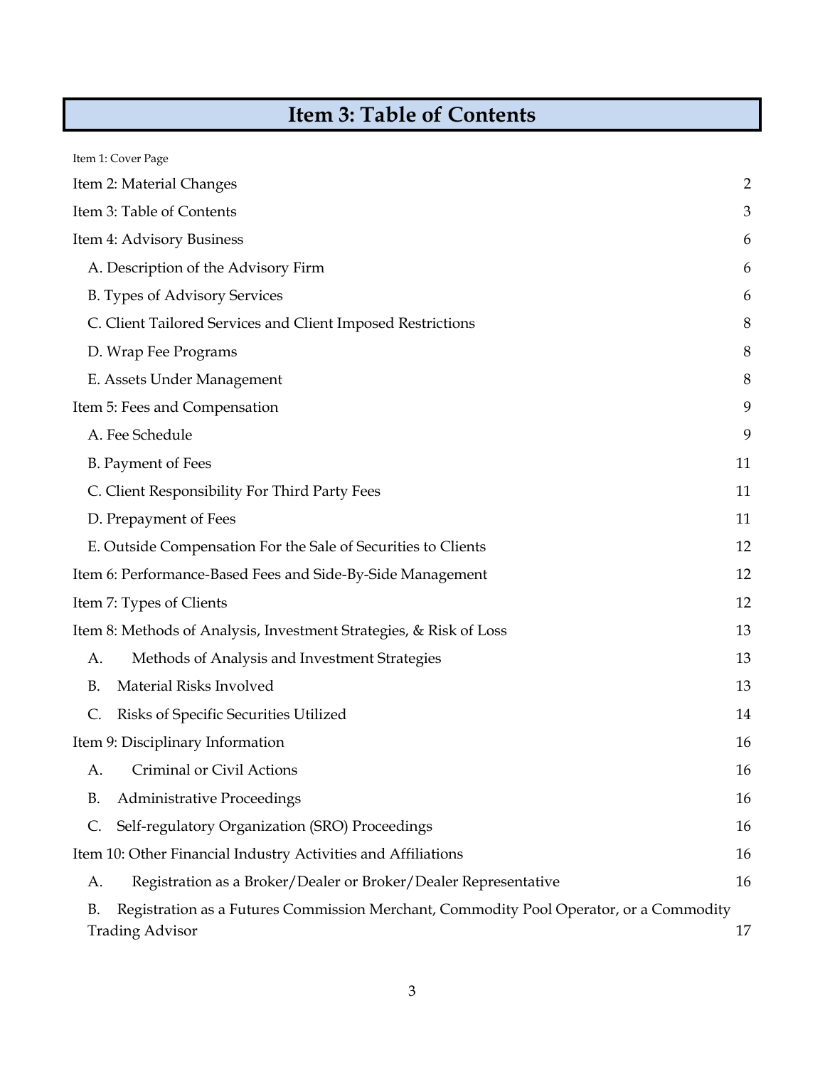# Item 3: Table of Contents

Item 1: Cover Page

| | |
|---|---|
| Item 2: Material Changes | 2 |
| Item 3: Table of Contents | 3 |
| Item 4: Advisory Business | 6 |
| A. Description of the Advisory Firm | 6 |
| B. Types of Advisory Services | 6 |
| C. Client Tailored Services and Client Imposed Restrictions | 8 |
| D. Wrap Fee Programs | 8 |
| E. Assets Under Management | 8 |
| Item 5: Fees and Compensation | 9 |
| A. Fee Schedule | 9 |
| B. Payment of Fees | 11 |
| C. Client Responsibility For Third Party Fees | 11 |
| D. Prepayment of Fees | 11 |
| E. Outside Compensation For the Sale of Securities to Clients | 12 |
| Item 6: Performance-Based Fees and Side-By-Side Management | 12 |
| Item 7: Types of Clients | 12 |
| Item 8: Methods of Analysis, Investment Strategies, & Risk of Loss | 13 |
| A. Methods of Analysis and Investment Strategies | 13 |
| B. Material Risks Involved | 13 |
| C. Risks of Specific Securities Utilized | 14 |
| Item 9: Disciplinary Information | 16 |
| A. Criminal or Civil Actions | 16 |
| B. Administrative Proceedings | 16 |
| C. Self-regulatory Organization (SRO) Proceedings | 16 |
| Item 10: Other Financial Industry Activities and Affiliations | 16 |
| A. Registration as a Broker/Dealer or Broker/Dealer Representative | 16 |
| B. Registration as a Futures Commission Merchant, Commodity Pool Operator, or a Commodity Trading Advisor | 17 |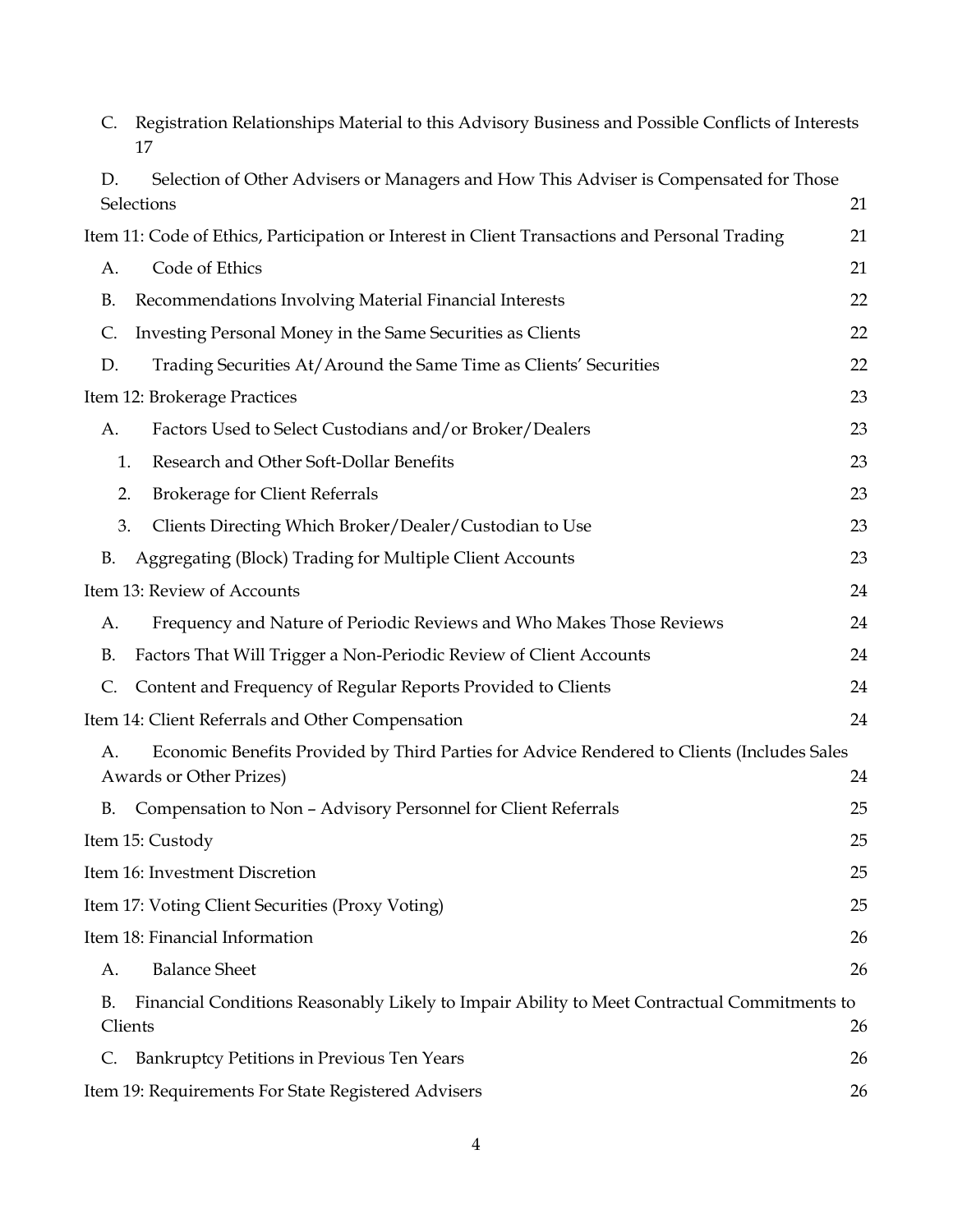C. Registration Relationships Material to this Advisory Business and Possible Conflicts of Interests 17

D. Selection of Other Advisers or Managers and How This Adviser is Compensated for Those Selections 21

Item 11: Code of Ethics, Participation or Interest in Client Transactions and Personal Trading 21

A. Code of Ethics 21

B. Recommendations Involving Material Financial Interests 22

C. Investing Personal Money in the Same Securities as Clients 22

D. Trading Securities At/Around the Same Time as Clients' Securities 22

Item 12: Brokerage Practices 23

A. Factors Used to Select Custodians and/or Broker/Dealers 23

1. Research and Other Soft-Dollar Benefits 23
2. Brokerage for Client Referrals 23
3. Clients Directing Which Broker/Dealer/Custodian to Use 23

B. Aggregating (Block) Trading for Multiple Client Accounts 23

Item 13: Review of Accounts 24

A. Frequency and Nature of Periodic Reviews and Who Makes Those Reviews 24

B. Factors That Will Trigger a Non-Periodic Review of Client Accounts 24

C. Content and Frequency of Regular Reports Provided to Clients 24

Item 14: Client Referrals and Other Compensation 24

A. Economic Benefits Provided by Third Parties for Advice Rendered to Clients (Includes Sales Awards or Other Prizes) 24

B. Compensation to Non – Advisory Personnel for Client Referrals 25

Item 15: Custody 25

Item 16: Investment Discretion 25

Item 17: Voting Client Securities (Proxy Voting) 25

Item 18: Financial Information 26

A. Balance Sheet 26

B. Financial Conditions Reasonably Likely to Impair Ability to Meet Contractual Commitments to Clients 26

C. Bankruptcy Petitions in Previous Ten Years 26

Item 19: Requirements For State Registered Advisers 26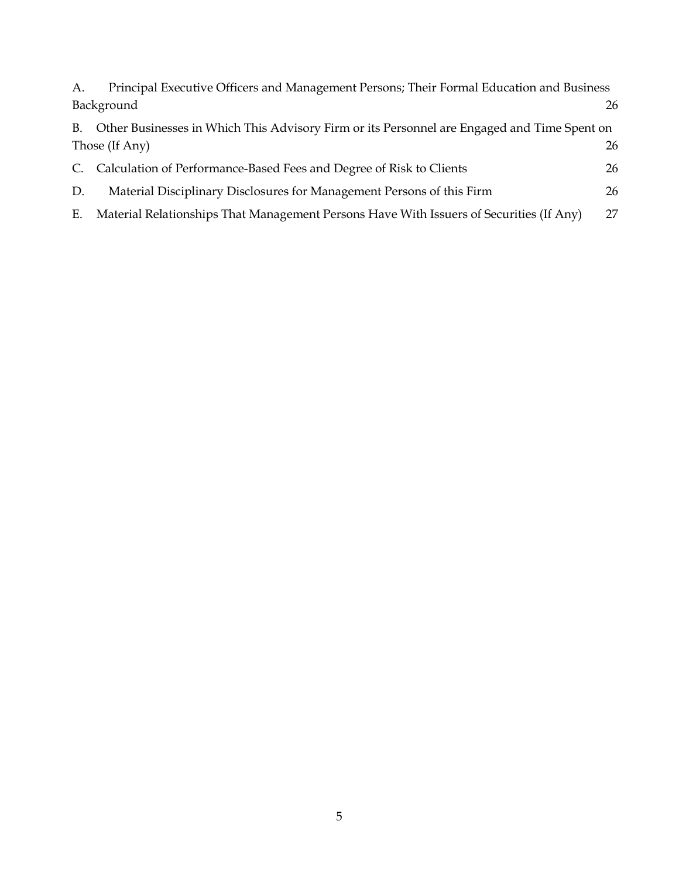A. Principal Executive Officers and Management Persons; Their Formal Education and Business Background 26

B. Other Businesses in Which This Advisory Firm or its Personnel are Engaged and Time Spent on Those (If Any) 26

C. Calculation of Performance-Based Fees and Degree of Risk to Clients 26

D. Material Disciplinary Disclosures for Management Persons of this Firm 26

E. Material Relationships That Management Persons Have With Issuers of Securities (If Any) 27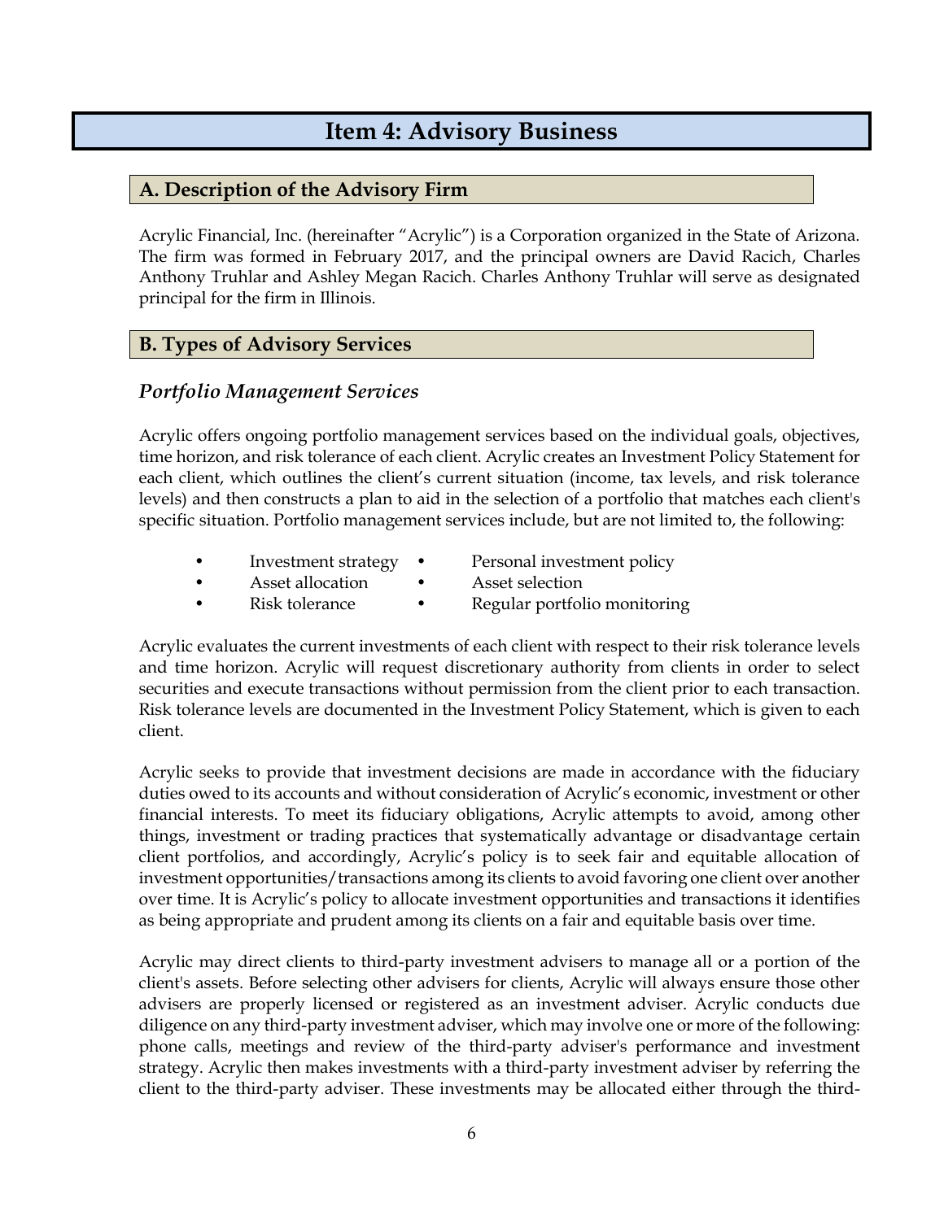# Item 4: Advisory Business

## A. Description of the Advisory Firm

Acrylic Financial, Inc. (hereinafter "Acrylic") is a Corporation organized in the State of Arizona. The firm was formed in February 2017, and the principal owners are David Racich, Charles Anthony Truhlar and Ashley Megan Racich. Charles Anthony Truhlar will serve as designated principal for the firm in Illinois.

## B. Types of Advisory Services

### *Portfolio Management Services*

Acrylic offers ongoing portfolio management services based on the individual goals, objectives, time horizon, and risk tolerance of each client. Acrylic creates an Investment Policy Statement for each client, which outlines the client's current situation (income, tax levels, and risk tolerance levels) and then constructs a plan to aid in the selection of a portfolio that matches each client's specific situation. Portfolio management services include, but are not limited to, the following:

- Investment strategy
- Personal investment policy
- Asset allocation
- Asset selection
- Risk tolerance
- Regular portfolio monitoring

Acrylic evaluates the current investments of each client with respect to their risk tolerance levels and time horizon. Acrylic will request discretionary authority from clients in order to select securities and execute transactions without permission from the client prior to each transaction. Risk tolerance levels are documented in the Investment Policy Statement, which is given to each client.

Acrylic seeks to provide that investment decisions are made in accordance with the fiduciary duties owed to its accounts and without consideration of Acrylic's economic, investment or other financial interests. To meet its fiduciary obligations, Acrylic attempts to avoid, among other things, investment or trading practices that systematically advantage or disadvantage certain client portfolios, and accordingly, Acrylic's policy is to seek fair and equitable allocation of investment opportunities/transactions among its clients to avoid favoring one client over another over time. It is Acrylic's policy to allocate investment opportunities and transactions it identifies as being appropriate and prudent among its clients on a fair and equitable basis over time.

Acrylic may direct clients to third-party investment advisers to manage all or a portion of the client's assets. Before selecting other advisers for clients, Acrylic will always ensure those other advisers are properly licensed or registered as an investment adviser. Acrylic conducts due diligence on any third-party investment adviser, which may involve one or more of the following: phone calls, meetings and review of the third-party adviser's performance and investment strategy. Acrylic then makes investments with a third-party investment adviser by referring the client to the third-party adviser. These investments may be allocated either through the third-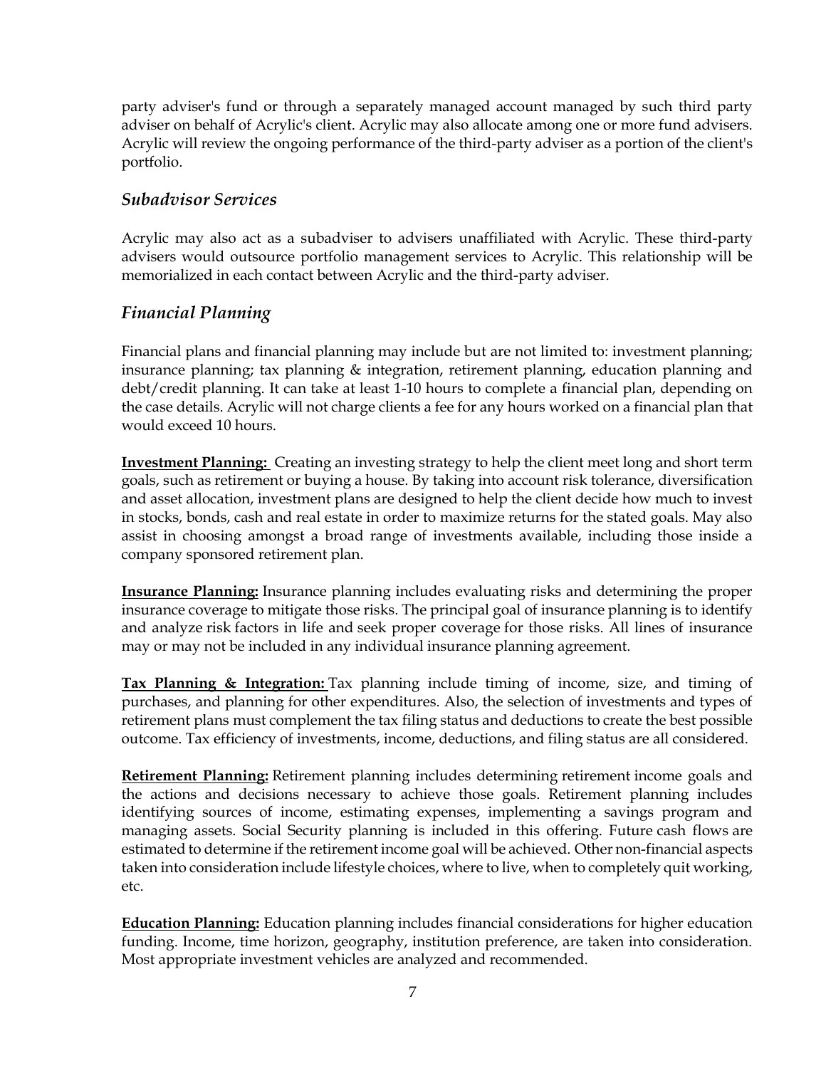party adviser's fund or through a separately managed account managed by such third party adviser on behalf of Acrylic's client. Acrylic may also allocate among one or more fund advisers. Acrylic will review the ongoing performance of the third-party adviser as a portion of the client's portfolio.

### *Subadvisor Services*

Acrylic may also act as a subadviser to advisers unaffiliated with Acrylic. These third-party advisers would outsource portfolio management services to Acrylic. This relationship will be memorialized in each contact between Acrylic and the third-party adviser.

### *Financial Planning*

Financial plans and financial planning may include but are not limited to: investment planning; insurance planning; tax planning & integration, retirement planning, education planning and debt/credit planning. It can take at least 1-10 hours to complete a financial plan, depending on the case details. Acrylic will not charge clients a fee for any hours worked on a financial plan that would exceed 10 hours.

**Investment Planning:** Creating an investing strategy to help the client meet long and short term goals, such as retirement or buying a house. By taking into account risk tolerance, diversification and asset allocation, investment plans are designed to help the client decide how much to invest in stocks, bonds, cash and real estate in order to maximize returns for the stated goals. May also assist in choosing amongst a broad range of investments available, including those inside a company sponsored retirement plan.

**Insurance Planning:** Insurance planning includes evaluating risks and determining the proper insurance coverage to mitigate those risks. The principal goal of insurance planning is to identify and analyze risk factors in life and seek proper coverage for those risks. All lines of insurance may or may not be included in any individual insurance planning agreement.

**Tax Planning & Integration:** Tax planning include timing of income, size, and timing of purchases, and planning for other expenditures. Also, the selection of investments and types of retirement plans must complement the tax filing status and deductions to create the best possible outcome. Tax efficiency of investments, income, deductions, and filing status are all considered.

**Retirement Planning:** Retirement planning includes determining retirement income goals and the actions and decisions necessary to achieve those goals. Retirement planning includes identifying sources of income, estimating expenses, implementing a savings program and managing assets. Social Security planning is included in this offering. Future cash flows are estimated to determine if the retirement income goal will be achieved. Other non-financial aspects taken into consideration include lifestyle choices, where to live, when to completely quit working, etc.

**Education Planning:** Education planning includes financial considerations for higher education funding. Income, time horizon, geography, institution preference, are taken into consideration. Most appropriate investment vehicles are analyzed and recommended.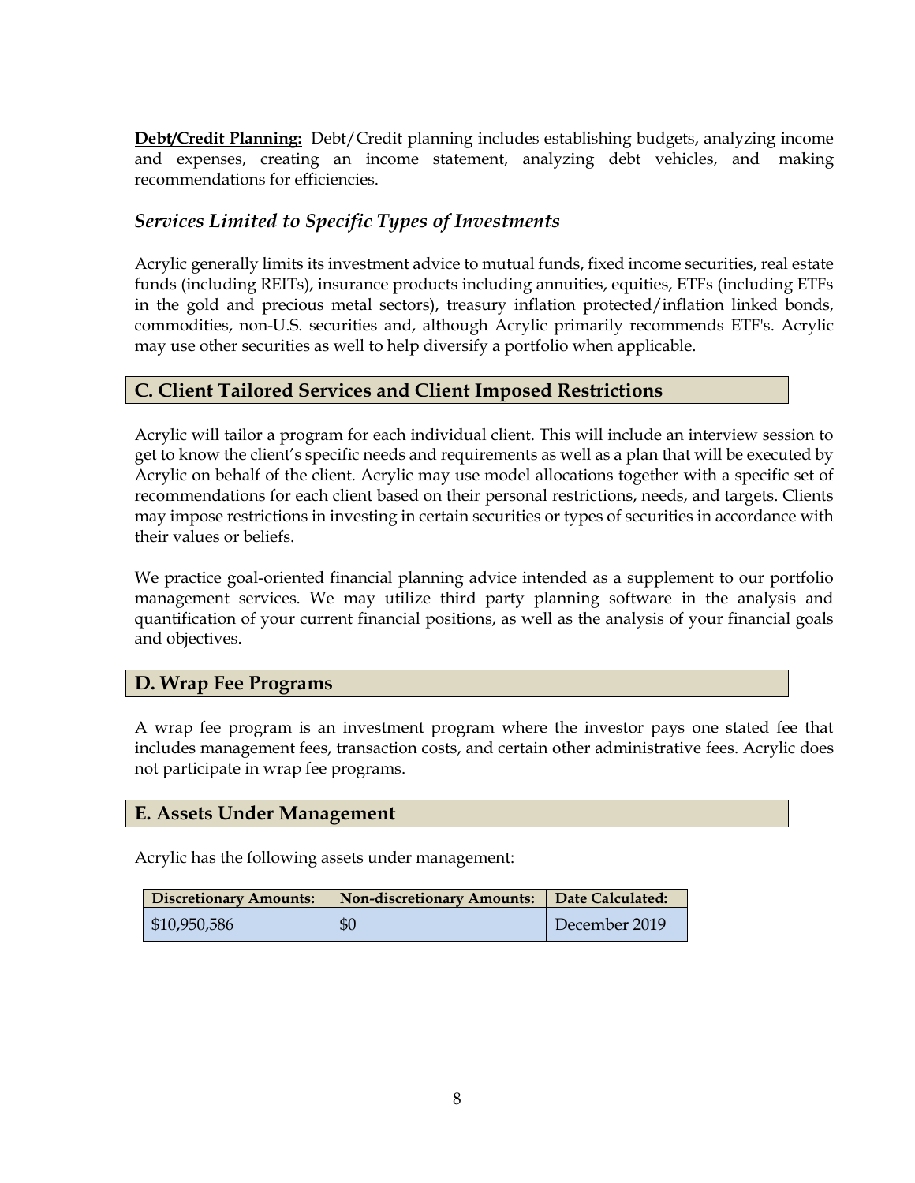**Debt/Credit Planning:** Debt/Credit planning includes establishing budgets, analyzing income and expenses, creating an income statement, analyzing debt vehicles, and making recommendations for efficiencies.

### *Services Limited to Specific Types of Investments*

Acrylic generally limits its investment advice to mutual funds, fixed income securities, real estate funds (including REITs), insurance products including annuities, equities, ETFs (including ETFs in the gold and precious metal sectors), treasury inflation protected/inflation linked bonds, commodities, non-U.S. securities and, although Acrylic primarily recommends ETF's. Acrylic may use other securities as well to help diversify a portfolio when applicable.

## C. Client Tailored Services and Client Imposed Restrictions

Acrylic will tailor a program for each individual client. This will include an interview session to get to know the client's specific needs and requirements as well as a plan that will be executed by Acrylic on behalf of the client. Acrylic may use model allocations together with a specific set of recommendations for each client based on their personal restrictions, needs, and targets. Clients may impose restrictions in investing in certain securities or types of securities in accordance with their values or beliefs.

We practice goal-oriented financial planning advice intended as a supplement to our portfolio management services. We may utilize third party planning software in the analysis and quantification of your current financial positions, as well as the analysis of your financial goals and objectives.

## D. Wrap Fee Programs

A wrap fee program is an investment program where the investor pays one stated fee that includes management fees, transaction costs, and certain other administrative fees. Acrylic does not participate in wrap fee programs.

## E. Assets Under Management

Acrylic has the following assets under management:

| Discretionary Amounts: | Non-discretionary Amounts: | Date Calculated: |
|---|---|---|
| $10,950,586 | $0 | December 2019 |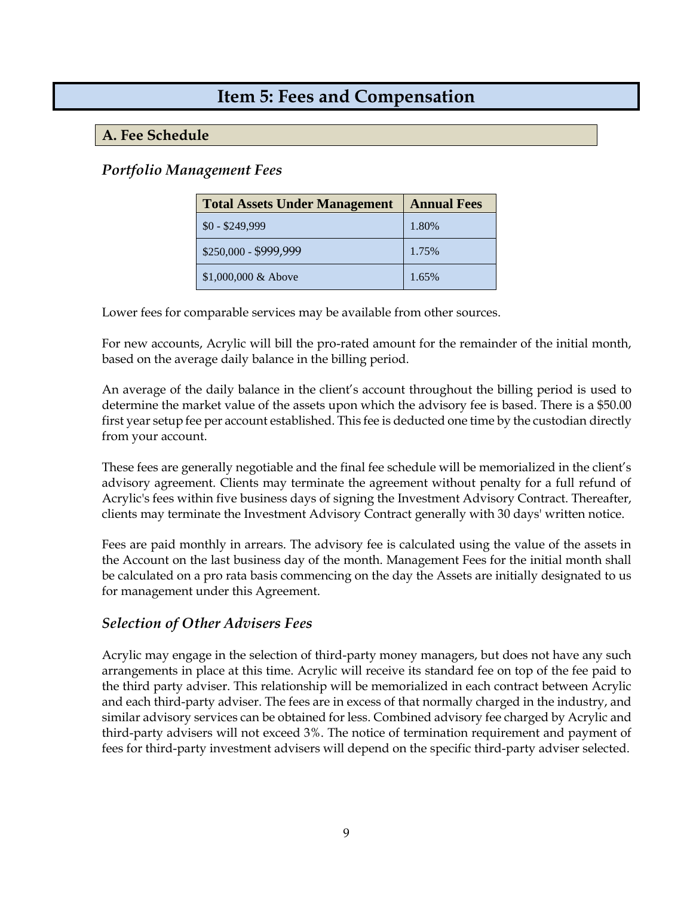# Item 5: Fees and Compensation

## A. Fee Schedule

### *Portfolio Management Fees*

| Total Assets Under Management | Annual Fees |
| --- | --- |
| $0 - $249,999 | 1.80% |
| $250,000 - $999,999 | 1.75% |
| $1,000,000 & Above | 1.65% |

Lower fees for comparable services may be available from other sources.

For new accounts, Acrylic will bill the pro-rated amount for the remainder of the initial month, based on the average daily balance in the billing period.

An average of the daily balance in the client's account throughout the billing period is used to determine the market value of the assets upon which the advisory fee is based. There is a $50.00 first year setup fee per account established. This fee is deducted one time by the custodian directly from your account.

These fees are generally negotiable and the final fee schedule will be memorialized in the client's advisory agreement. Clients may terminate the agreement without penalty for a full refund of Acrylic's fees within five business days of signing the Investment Advisory Contract. Thereafter, clients may terminate the Investment Advisory Contract generally with 30 days' written notice.

Fees are paid monthly in arrears. The advisory fee is calculated using the value of the assets in the Account on the last business day of the month. Management Fees for the initial month shall be calculated on a pro rata basis commencing on the day the Assets are initially designated to us for management under this Agreement.

### *Selection of Other Advisers Fees*

Acrylic may engage in the selection of third-party money managers, but does not have any such arrangements in place at this time. Acrylic will receive its standard fee on top of the fee paid to the third party adviser. This relationship will be memorialized in each contract between Acrylic and each third-party adviser. The fees are in excess of that normally charged in the industry, and similar advisory services can be obtained for less. Combined advisory fee charged by Acrylic and third-party advisers will not exceed 3%. The notice of termination requirement and payment of fees for third-party investment advisers will depend on the specific third-party adviser selected.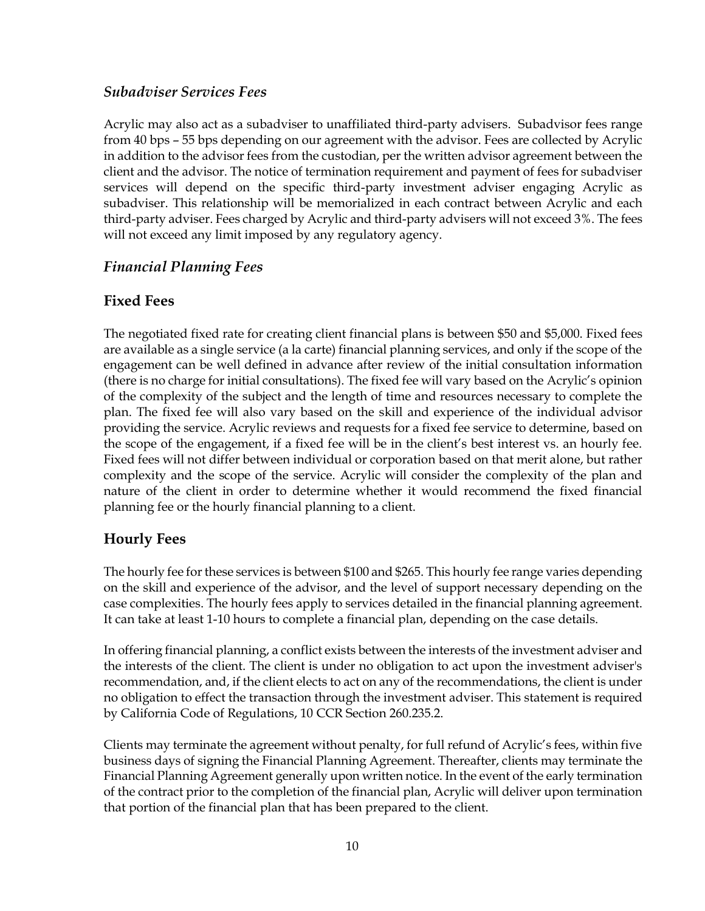### *Subadviser Services Fees*

Acrylic may also act as a subadviser to unaffiliated third-party advisers. Subadvisor fees range from 40 bps – 55 bps depending on our agreement with the advisor. Fees are collected by Acrylic in addition to the advisor fees from the custodian, per the written advisor agreement between the client and the advisor. The notice of termination requirement and payment of fees for subadviser services will depend on the specific third-party investment adviser engaging Acrylic as subadviser. This relationship will be memorialized in each contract between Acrylic and each third-party adviser. Fees charged by Acrylic and third-party advisers will not exceed 3%. The fees will not exceed any limit imposed by any regulatory agency.

### *Financial Planning Fees*

### Fixed Fees

The negotiated fixed rate for creating client financial plans is between $50 and $5,000. Fixed fees are available as a single service (a la carte) financial planning services, and only if the scope of the engagement can be well defined in advance after review of the initial consultation information (there is no charge for initial consultations). The fixed fee will vary based on the Acrylic's opinion of the complexity of the subject and the length of time and resources necessary to complete the plan. The fixed fee will also vary based on the skill and experience of the individual advisor providing the service. Acrylic reviews and requests for a fixed fee service to determine, based on the scope of the engagement, if a fixed fee will be in the client's best interest vs. an hourly fee. Fixed fees will not differ between individual or corporation based on that merit alone, but rather complexity and the scope of the service. Acrylic will consider the complexity of the plan and nature of the client in order to determine whether it would recommend the fixed financial planning fee or the hourly financial planning to a client.

### Hourly Fees

The hourly fee for these services is between $100 and $265. This hourly fee range varies depending on the skill and experience of the advisor, and the level of support necessary depending on the case complexities. The hourly fees apply to services detailed in the financial planning agreement. It can take at least 1-10 hours to complete a financial plan, depending on the case details.

In offering financial planning, a conflict exists between the interests of the investment adviser and the interests of the client. The client is under no obligation to act upon the investment adviser's recommendation, and, if the client elects to act on any of the recommendations, the client is under no obligation to effect the transaction through the investment adviser. This statement is required by California Code of Regulations, 10 CCR Section 260.235.2.

Clients may terminate the agreement without penalty, for full refund of Acrylic's fees, within five business days of signing the Financial Planning Agreement. Thereafter, clients may terminate the Financial Planning Agreement generally upon written notice. In the event of the early termination of the contract prior to the completion of the financial plan, Acrylic will deliver upon termination that portion of the financial plan that has been prepared to the client.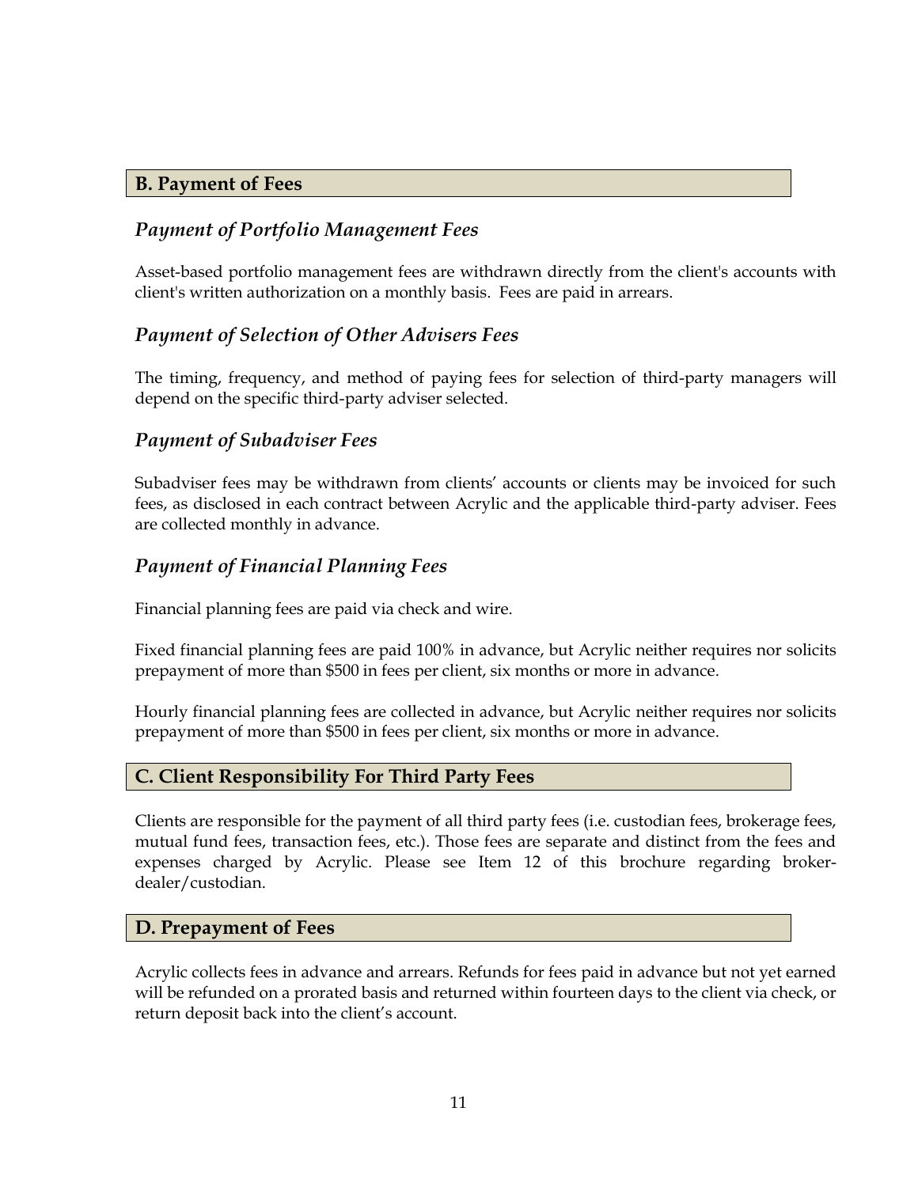## B. Payment of Fees

### *Payment of Portfolio Management Fees*

Asset-based portfolio management fees are withdrawn directly from the client's accounts with client's written authorization on a monthly basis. Fees are paid in arrears.

### *Payment of Selection of Other Advisers Fees*

The timing, frequency, and method of paying fees for selection of third-party managers will depend on the specific third-party adviser selected.

### *Payment of Subadviser Fees*

Subadviser fees may be withdrawn from clients' accounts or clients may be invoiced for such fees, as disclosed in each contract between Acrylic and the applicable third-party adviser. Fees are collected monthly in advance.

### *Payment of Financial Planning Fees*

Financial planning fees are paid via check and wire.

Fixed financial planning fees are paid 100% in advance, but Acrylic neither requires nor solicits prepayment of more than $500 in fees per client, six months or more in advance.

Hourly financial planning fees are collected in advance, but Acrylic neither requires nor solicits prepayment of more than $500 in fees per client, six months or more in advance.

## C. Client Responsibility For Third Party Fees

Clients are responsible for the payment of all third party fees (i.e. custodian fees, brokerage fees, mutual fund fees, transaction fees, etc.). Those fees are separate and distinct from the fees and expenses charged by Acrylic. Please see Item 12 of this brochure regarding broker-dealer/custodian.

## D. Prepayment of Fees

Acrylic collects fees in advance and arrears. Refunds for fees paid in advance but not yet earned will be refunded on a prorated basis and returned within fourteen days to the client via check, or return deposit back into the client's account.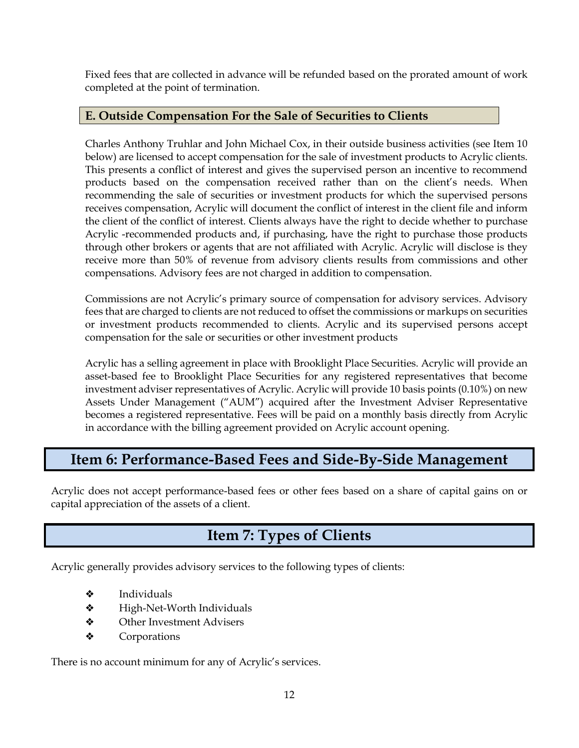Fixed fees that are collected in advance will be refunded based on the prorated amount of work completed at the point of termination.

### E. Outside Compensation For the Sale of Securities to Clients

Charles Anthony Truhlar and John Michael Cox, in their outside business activities (see Item 10 below) are licensed to accept compensation for the sale of investment products to Acrylic clients. This presents a conflict of interest and gives the supervised person an incentive to recommend products based on the compensation received rather than on the client's needs. When recommending the sale of securities or investment products for which the supervised persons receives compensation, Acrylic will document the conflict of interest in the client file and inform the client of the conflict of interest. Clients always have the right to decide whether to purchase Acrylic -recommended products and, if purchasing, have the right to purchase those products through other brokers or agents that are not affiliated with Acrylic. Acrylic will disclose is they receive more than 50% of revenue from advisory clients results from commissions and other compensations. Advisory fees are not charged in addition to compensation.

Commissions are not Acrylic's primary source of compensation for advisory services. Advisory fees that are charged to clients are not reduced to offset the commissions or markups on securities or investment products recommended to clients. Acrylic and its supervised persons accept compensation for the sale or securities or other investment products

Acrylic has a selling agreement in place with Brooklight Place Securities. Acrylic will provide an asset-based fee to Brooklight Place Securities for any registered representatives that become investment adviser representatives of Acrylic. Acrylic will provide 10 basis points (0.10%) on new Assets Under Management ("AUM") acquired after the Investment Adviser Representative becomes a registered representative. Fees will be paid on a monthly basis directly from Acrylic in accordance with the billing agreement provided on Acrylic account opening.

## Item 6: Performance-Based Fees and Side-By-Side Management

Acrylic does not accept performance-based fees or other fees based on a share of capital gains on or capital appreciation of the assets of a client.

## Item 7: Types of Clients

Acrylic generally provides advisory services to the following types of clients:

- Individuals
- High-Net-Worth Individuals
- Other Investment Advisers
- Corporations

There is no account minimum for any of Acrylic's services.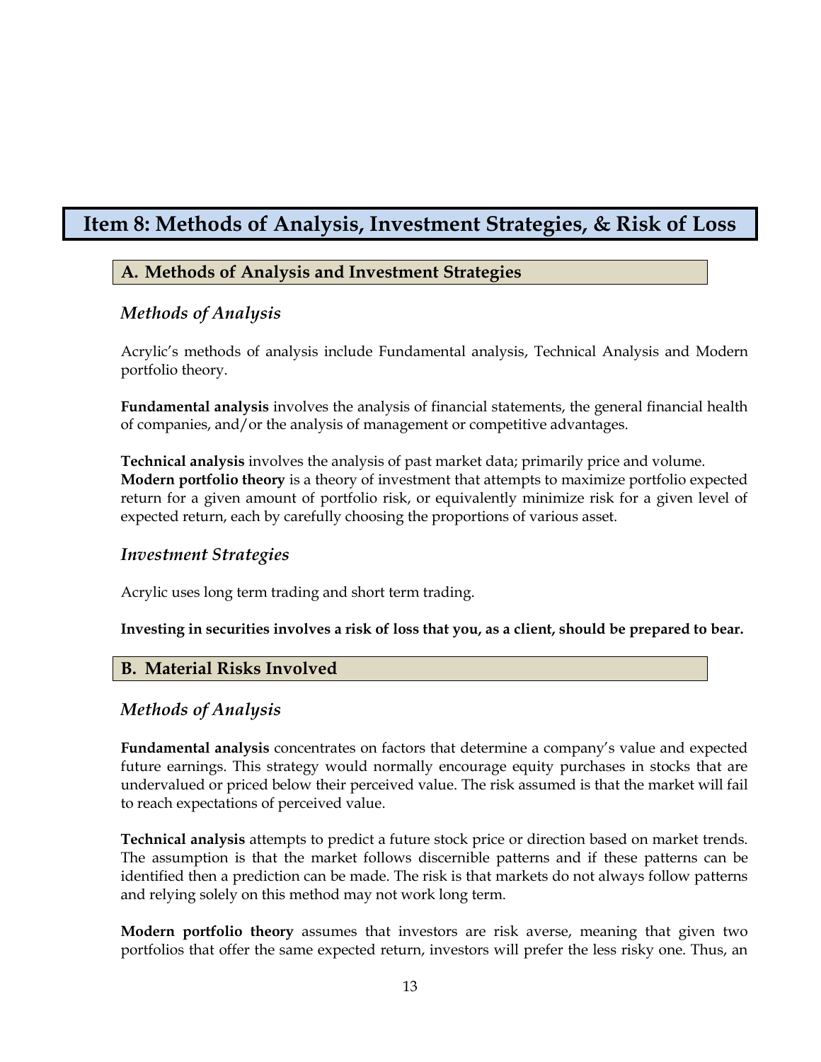# Item 8: Methods of Analysis, Investment Strategies, & Risk of Loss

## A. Methods of Analysis and Investment Strategies

### *Methods of Analysis*

Acrylic's methods of analysis include Fundamental analysis, Technical Analysis and Modern portfolio theory.

**Fundamental analysis** involves the analysis of financial statements, the general financial health of companies, and/or the analysis of management or competitive advantages.

**Technical analysis** involves the analysis of past market data; primarily price and volume.
**Modern portfolio theory** is a theory of investment that attempts to maximize portfolio expected return for a given amount of portfolio risk, or equivalently minimize risk for a given level of expected return, each by carefully choosing the proportions of various asset.

### *Investment Strategies*

Acrylic uses long term trading and short term trading.

**Investing in securities involves a risk of loss that you, as a client, should be prepared to bear.**

## B. Material Risks Involved

### *Methods of Analysis*

**Fundamental analysis** concentrates on factors that determine a company's value and expected future earnings. This strategy would normally encourage equity purchases in stocks that are undervalued or priced below their perceived value. The risk assumed is that the market will fail to reach expectations of perceived value.

**Technical analysis** attempts to predict a future stock price or direction based on market trends. The assumption is that the market follows discernible patterns and if these patterns can be identified then a prediction can be made. The risk is that markets do not always follow patterns and relying solely on this method may not work long term.

**Modern portfolio theory** assumes that investors are risk averse, meaning that given two portfolios that offer the same expected return, investors will prefer the less risky one. Thus, an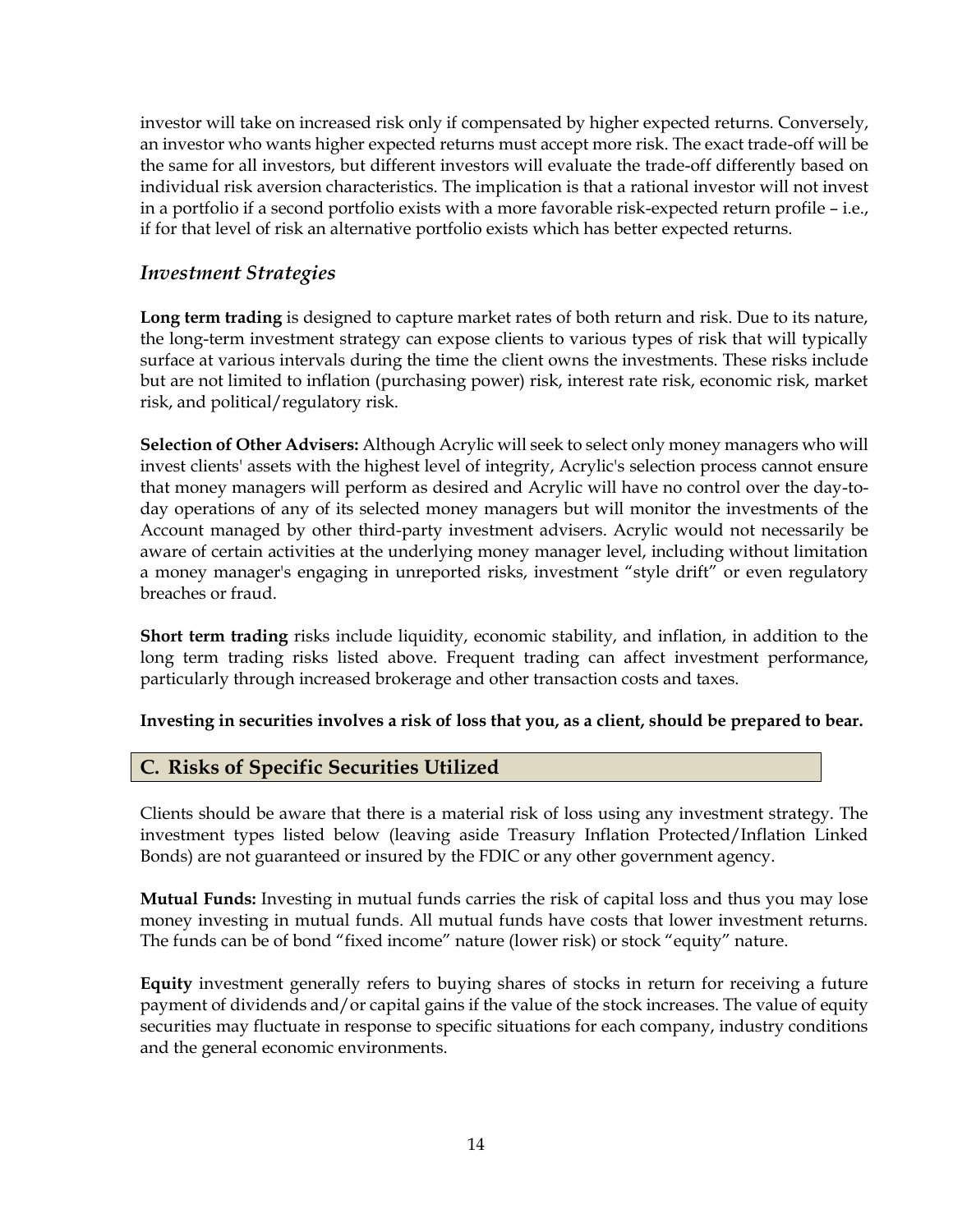investor will take on increased risk only if compensated by higher expected returns. Conversely, an investor who wants higher expected returns must accept more risk. The exact trade-off will be the same for all investors, but different investors will evaluate the trade-off differently based on individual risk aversion characteristics. The implication is that a rational investor will not invest in a portfolio if a second portfolio exists with a more favorable risk-expected return profile – i.e., if for that level of risk an alternative portfolio exists which has better expected returns.

### *Investment Strategies*

**Long term trading** is designed to capture market rates of both return and risk. Due to its nature, the long-term investment strategy can expose clients to various types of risk that will typically surface at various intervals during the time the client owns the investments. These risks include but are not limited to inflation (purchasing power) risk, interest rate risk, economic risk, market risk, and political/regulatory risk.

**Selection of Other Advisers:** Although Acrylic will seek to select only money managers who will invest clients' assets with the highest level of integrity, Acrylic's selection process cannot ensure that money managers will perform as desired and Acrylic will have no control over the day-to-day operations of any of its selected money managers but will monitor the investments of the Account managed by other third-party investment advisers. Acrylic would not necessarily be aware of certain activities at the underlying money manager level, including without limitation a money manager's engaging in unreported risks, investment "style drift" or even regulatory breaches or fraud.

**Short term trading** risks include liquidity, economic stability, and inflation, in addition to the long term trading risks listed above. Frequent trading can affect investment performance, particularly through increased brokerage and other transaction costs and taxes.

**Investing in securities involves a risk of loss that you, as a client, should be prepared to bear.**

## C. Risks of Specific Securities Utilized

Clients should be aware that there is a material risk of loss using any investment strategy. The investment types listed below (leaving aside Treasury Inflation Protected/Inflation Linked Bonds) are not guaranteed or insured by the FDIC or any other government agency.

**Mutual Funds:** Investing in mutual funds carries the risk of capital loss and thus you may lose money investing in mutual funds. All mutual funds have costs that lower investment returns. The funds can be of bond "fixed income" nature (lower risk) or stock "equity" nature.

**Equity** investment generally refers to buying shares of stocks in return for receiving a future payment of dividends and/or capital gains if the value of the stock increases. The value of equity securities may fluctuate in response to specific situations for each company, industry conditions and the general economic environments.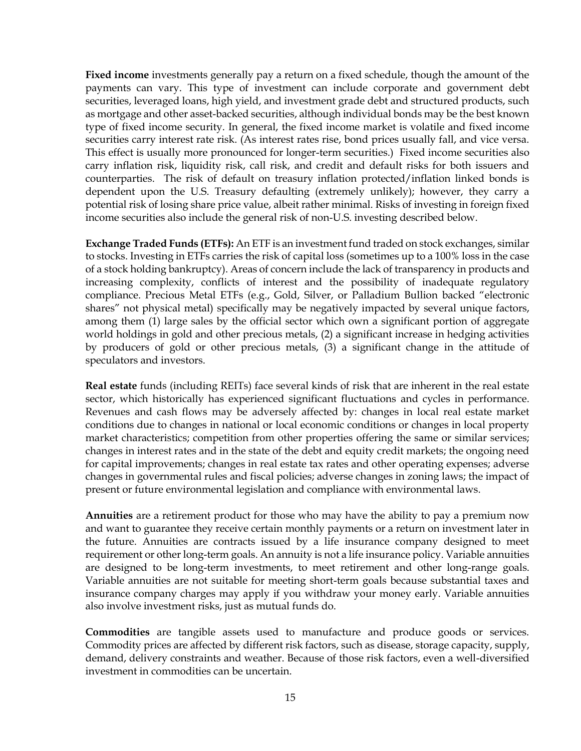**Fixed income** investments generally pay a return on a fixed schedule, though the amount of the payments can vary. This type of investment can include corporate and government debt securities, leveraged loans, high yield, and investment grade debt and structured products, such as mortgage and other asset-backed securities, although individual bonds may be the best known type of fixed income security. In general, the fixed income market is volatile and fixed income securities carry interest rate risk. (As interest rates rise, bond prices usually fall, and vice versa. This effect is usually more pronounced for longer-term securities.) Fixed income securities also carry inflation risk, liquidity risk, call risk, and credit and default risks for both issuers and counterparties. The risk of default on treasury inflation protected/inflation linked bonds is dependent upon the U.S. Treasury defaulting (extremely unlikely); however, they carry a potential risk of losing share price value, albeit rather minimal. Risks of investing in foreign fixed income securities also include the general risk of non-U.S. investing described below.

**Exchange Traded Funds (ETFs):** An ETF is an investment fund traded on stock exchanges, similar to stocks. Investing in ETFs carries the risk of capital loss (sometimes up to a 100% loss in the case of a stock holding bankruptcy). Areas of concern include the lack of transparency in products and increasing complexity, conflicts of interest and the possibility of inadequate regulatory compliance. Precious Metal ETFs (e.g., Gold, Silver, or Palladium Bullion backed "electronic shares" not physical metal) specifically may be negatively impacted by several unique factors, among them (1) large sales by the official sector which own a significant portion of aggregate world holdings in gold and other precious metals, (2) a significant increase in hedging activities by producers of gold or other precious metals, (3) a significant change in the attitude of speculators and investors.

**Real estate** funds (including REITs) face several kinds of risk that are inherent in the real estate sector, which historically has experienced significant fluctuations and cycles in performance. Revenues and cash flows may be adversely affected by: changes in local real estate market conditions due to changes in national or local economic conditions or changes in local property market characteristics; competition from other properties offering the same or similar services; changes in interest rates and in the state of the debt and equity credit markets; the ongoing need for capital improvements; changes in real estate tax rates and other operating expenses; adverse changes in governmental rules and fiscal policies; adverse changes in zoning laws; the impact of present or future environmental legislation and compliance with environmental laws.

**Annuities** are a retirement product for those who may have the ability to pay a premium now and want to guarantee they receive certain monthly payments or a return on investment later in the future. Annuities are contracts issued by a life insurance company designed to meet requirement or other long-term goals. An annuity is not a life insurance policy. Variable annuities are designed to be long-term investments, to meet retirement and other long-range goals. Variable annuities are not suitable for meeting short-term goals because substantial taxes and insurance company charges may apply if you withdraw your money early. Variable annuities also involve investment risks, just as mutual funds do.

**Commodities** are tangible assets used to manufacture and produce goods or services. Commodity prices are affected by different risk factors, such as disease, storage capacity, supply, demand, delivery constraints and weather. Because of those risk factors, even a well-diversified investment in commodities can be uncertain.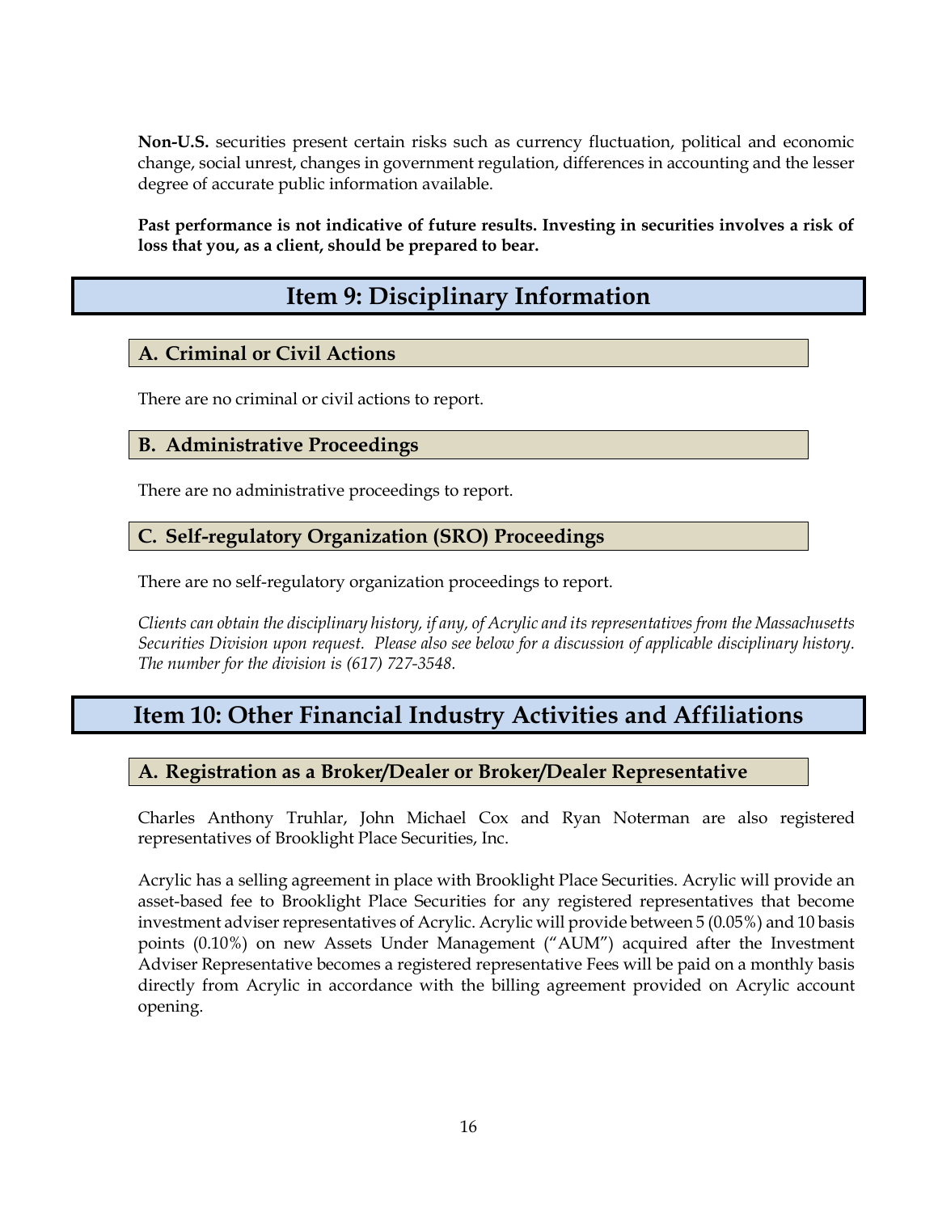**Non-U.S.** securities present certain risks such as currency fluctuation, political and economic change, social unrest, changes in government regulation, differences in accounting and the lesser degree of accurate public information available.

**Past performance is not indicative of future results. Investing in securities involves a risk of loss that you, as a client, should be prepared to bear.**

# Item 9: Disciplinary Information

## A. Criminal or Civil Actions

There are no criminal or civil actions to report.

## B. Administrative Proceedings

There are no administrative proceedings to report.

## C. Self-regulatory Organization (SRO) Proceedings

There are no self-regulatory organization proceedings to report.

*Clients can obtain the disciplinary history, if any, of Acrylic and its representatives from the Massachusetts Securities Division upon request. Please also see below for a discussion of applicable disciplinary history. The number for the division is (617) 727-3548.*

# Item 10: Other Financial Industry Activities and Affiliations

## A. Registration as a Broker/Dealer or Broker/Dealer Representative

Charles Anthony Truhlar, John Michael Cox and Ryan Noterman are also registered representatives of Brooklight Place Securities, Inc.

Acrylic has a selling agreement in place with Brooklight Place Securities. Acrylic will provide an asset-based fee to Brooklight Place Securities for any registered representatives that become investment adviser representatives of Acrylic. Acrylic will provide between 5 (0.05%) and 10 basis points (0.10%) on new Assets Under Management ("AUM") acquired after the Investment Adviser Representative becomes a registered representative Fees will be paid on a monthly basis directly from Acrylic in accordance with the billing agreement provided on Acrylic account opening.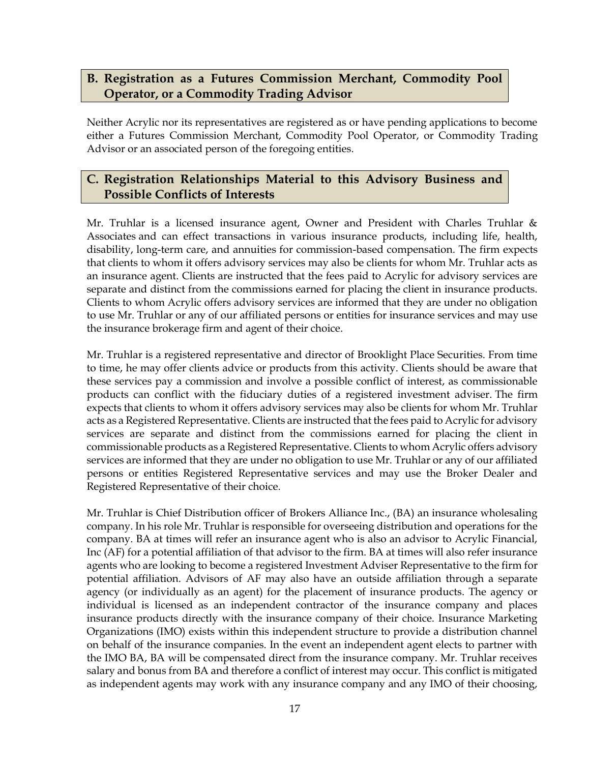## B. Registration as a Futures Commission Merchant, Commodity Pool Operator, or a Commodity Trading Advisor

Neither Acrylic nor its representatives are registered as or have pending applications to become either a Futures Commission Merchant, Commodity Pool Operator, or Commodity Trading Advisor or an associated person of the foregoing entities.

## C. Registration Relationships Material to this Advisory Business and Possible Conflicts of Interests

Mr. Truhlar is a licensed insurance agent, Owner and President with Charles Truhlar & Associates and can effect transactions in various insurance products, including life, health, disability, long-term care, and annuities for commission-based compensation. The firm expects that clients to whom it offers advisory services may also be clients for whom Mr. Truhlar acts as an insurance agent. Clients are instructed that the fees paid to Acrylic for advisory services are separate and distinct from the commissions earned for placing the client in insurance products. Clients to whom Acrylic offers advisory services are informed that they are under no obligation to use Mr. Truhlar or any of our affiliated persons or entities for insurance services and may use the insurance brokerage firm and agent of their choice.

Mr. Truhlar is a registered representative and director of Brooklight Place Securities. From time to time, he may offer clients advice or products from this activity. Clients should be aware that these services pay a commission and involve a possible conflict of interest, as commissionable products can conflict with the fiduciary duties of a registered investment adviser. The firm expects that clients to whom it offers advisory services may also be clients for whom Mr. Truhlar acts as a Registered Representative. Clients are instructed that the fees paid to Acrylic for advisory services are separate and distinct from the commissions earned for placing the client in commissionable products as a Registered Representative. Clients to whom Acrylic offers advisory services are informed that they are under no obligation to use Mr. Truhlar or any of our affiliated persons or entities Registered Representative services and may use the Broker Dealer and Registered Representative of their choice.

Mr. Truhlar is Chief Distribution officer of Brokers Alliance Inc., (BA) an insurance wholesaling company. In his role Mr. Truhlar is responsible for overseeing distribution and operations for the company. BA at times will refer an insurance agent who is also an advisor to Acrylic Financial, Inc (AF) for a potential affiliation of that advisor to the firm. BA at times will also refer insurance agents who are looking to become a registered Investment Adviser Representative to the firm for potential affiliation. Advisors of AF may also have an outside affiliation through a separate agency (or individually as an agent) for the placement of insurance products. The agency or individual is licensed as an independent contractor of the insurance company and places insurance products directly with the insurance company of their choice. Insurance Marketing Organizations (IMO) exists within this independent structure to provide a distribution channel on behalf of the insurance companies. In the event an independent agent elects to partner with the IMO BA, BA will be compensated direct from the insurance company. Mr. Truhlar receives salary and bonus from BA and therefore a conflict of interest may occur. This conflict is mitigated as independent agents may work with any insurance company and any IMO of their choosing,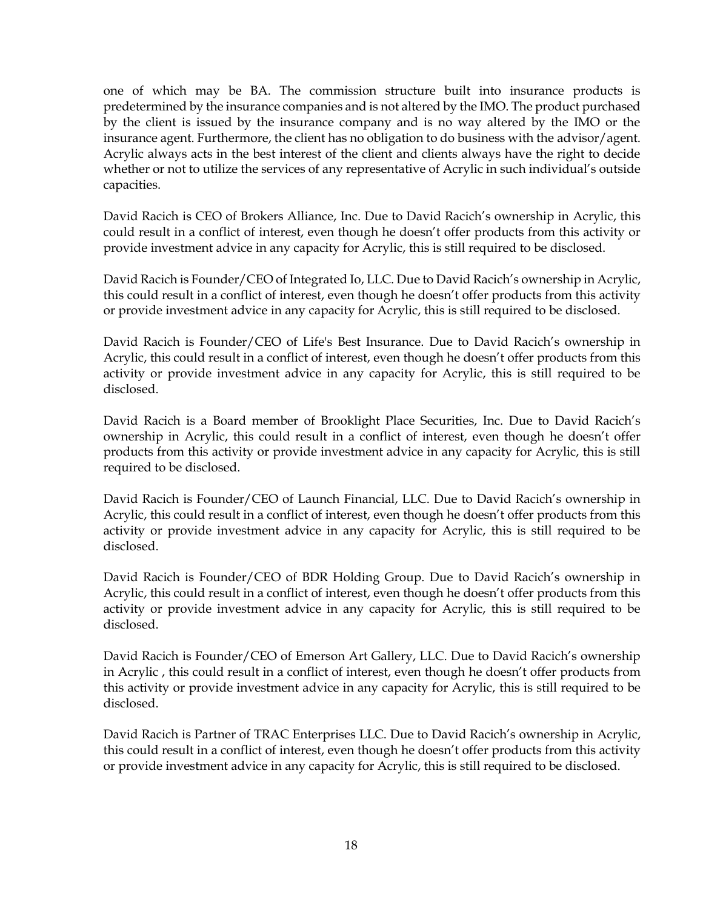one of which may be BA. The commission structure built into insurance products is predetermined by the insurance companies and is not altered by the IMO. The product purchased by the client is issued by the insurance company and is no way altered by the IMO or the insurance agent. Furthermore, the client has no obligation to do business with the advisor/agent. Acrylic always acts in the best interest of the client and clients always have the right to decide whether or not to utilize the services of any representative of Acrylic in such individual's outside capacities.

David Racich is CEO of Brokers Alliance, Inc. Due to David Racich's ownership in Acrylic, this could result in a conflict of interest, even though he doesn't offer products from this activity or provide investment advice in any capacity for Acrylic, this is still required to be disclosed.

David Racich is Founder/CEO of Integrated Io, LLC. Due to David Racich's ownership in Acrylic, this could result in a conflict of interest, even though he doesn't offer products from this activity or provide investment advice in any capacity for Acrylic, this is still required to be disclosed.

David Racich is Founder/CEO of Life's Best Insurance. Due to David Racich's ownership in Acrylic, this could result in a conflict of interest, even though he doesn't offer products from this activity or provide investment advice in any capacity for Acrylic, this is still required to be disclosed.

David Racich is a Board member of Brooklight Place Securities, Inc. Due to David Racich's ownership in Acrylic, this could result in a conflict of interest, even though he doesn't offer products from this activity or provide investment advice in any capacity for Acrylic, this is still required to be disclosed.

David Racich is Founder/CEO of Launch Financial, LLC. Due to David Racich's ownership in Acrylic, this could result in a conflict of interest, even though he doesn't offer products from this activity or provide investment advice in any capacity for Acrylic, this is still required to be disclosed.

David Racich is Founder/CEO of BDR Holding Group. Due to David Racich's ownership in Acrylic, this could result in a conflict of interest, even though he doesn't offer products from this activity or provide investment advice in any capacity for Acrylic, this is still required to be disclosed.

David Racich is Founder/CEO of Emerson Art Gallery, LLC. Due to David Racich's ownership in Acrylic , this could result in a conflict of interest, even though he doesn't offer products from this activity or provide investment advice in any capacity for Acrylic, this is still required to be disclosed.

David Racich is Partner of TRAC Enterprises LLC. Due to David Racich's ownership in Acrylic, this could result in a conflict of interest, even though he doesn't offer products from this activity or provide investment advice in any capacity for Acrylic, this is still required to be disclosed.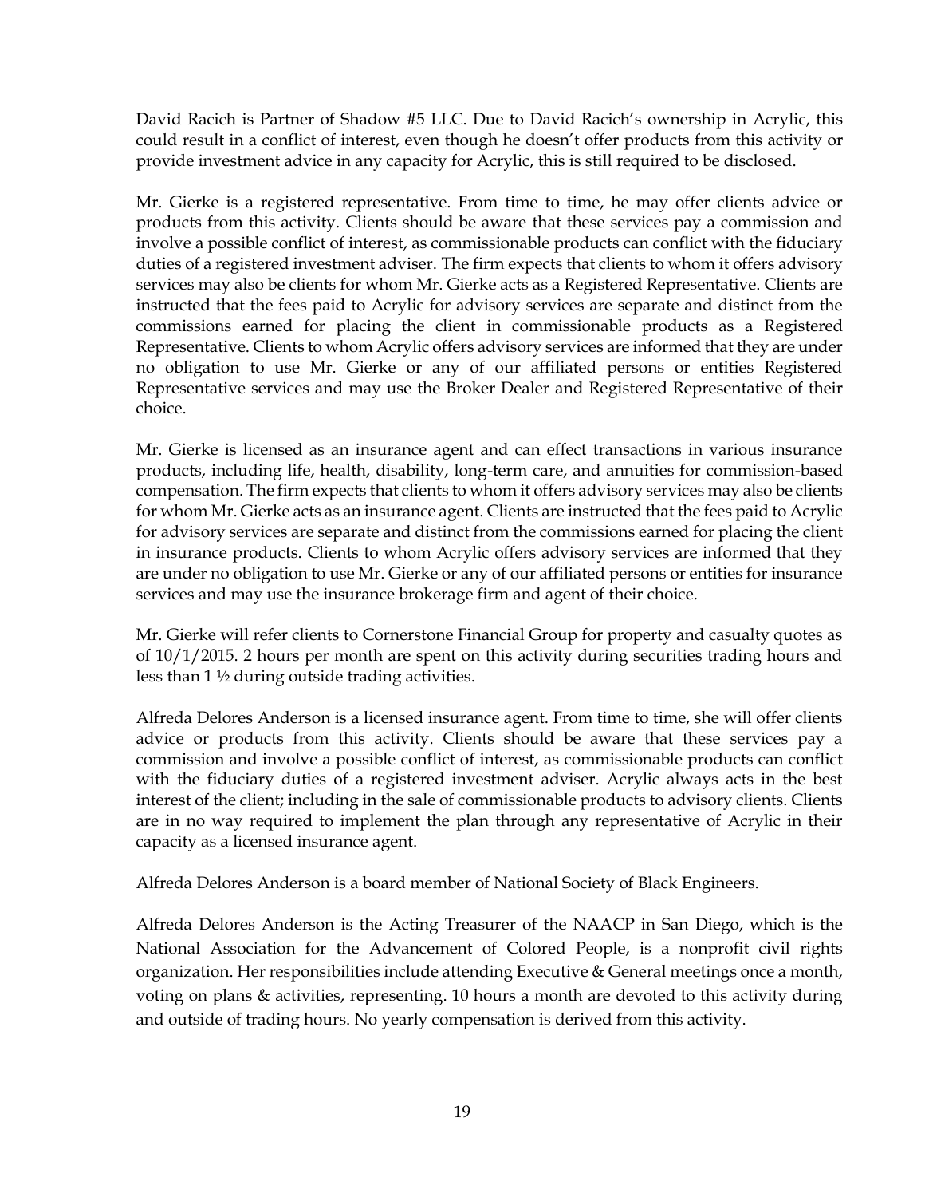David Racich is Partner of Shadow #5 LLC. Due to David Racich's ownership in Acrylic, this could result in a conflict of interest, even though he doesn't offer products from this activity or provide investment advice in any capacity for Acrylic, this is still required to be disclosed.

Mr. Gierke is a registered representative. From time to time, he may offer clients advice or products from this activity. Clients should be aware that these services pay a commission and involve a possible conflict of interest, as commissionable products can conflict with the fiduciary duties of a registered investment adviser. The firm expects that clients to whom it offers advisory services may also be clients for whom Mr. Gierke acts as a Registered Representative. Clients are instructed that the fees paid to Acrylic for advisory services are separate and distinct from the commissions earned for placing the client in commissionable products as a Registered Representative. Clients to whom Acrylic offers advisory services are informed that they are under no obligation to use Mr. Gierke or any of our affiliated persons or entities Registered Representative services and may use the Broker Dealer and Registered Representative of their choice.

Mr. Gierke is licensed as an insurance agent and can effect transactions in various insurance products, including life, health, disability, long-term care, and annuities for commission-based compensation. The firm expects that clients to whom it offers advisory services may also be clients for whom Mr. Gierke acts as an insurance agent. Clients are instructed that the fees paid to Acrylic for advisory services are separate and distinct from the commissions earned for placing the client in insurance products. Clients to whom Acrylic offers advisory services are informed that they are under no obligation to use Mr. Gierke or any of our affiliated persons or entities for insurance services and may use the insurance brokerage firm and agent of their choice.

Mr. Gierke will refer clients to Cornerstone Financial Group for property and casualty quotes as of 10/1/2015. 2 hours per month are spent on this activity during securities trading hours and less than 1 ½ during outside trading activities.

Alfreda Delores Anderson is a licensed insurance agent. From time to time, she will offer clients advice or products from this activity. Clients should be aware that these services pay a commission and involve a possible conflict of interest, as commissionable products can conflict with the fiduciary duties of a registered investment adviser. Acrylic always acts in the best interest of the client; including in the sale of commissionable products to advisory clients. Clients are in no way required to implement the plan through any representative of Acrylic in their capacity as a licensed insurance agent.

Alfreda Delores Anderson is a board member of National Society of Black Engineers.

Alfreda Delores Anderson is the Acting Treasurer of the NAACP in San Diego, which is the National Association for the Advancement of Colored People, is a nonprofit civil rights organization. Her responsibilities include attending Executive & General meetings once a month, voting on plans & activities, representing. 10 hours a month are devoted to this activity during and outside of trading hours. No yearly compensation is derived from this activity.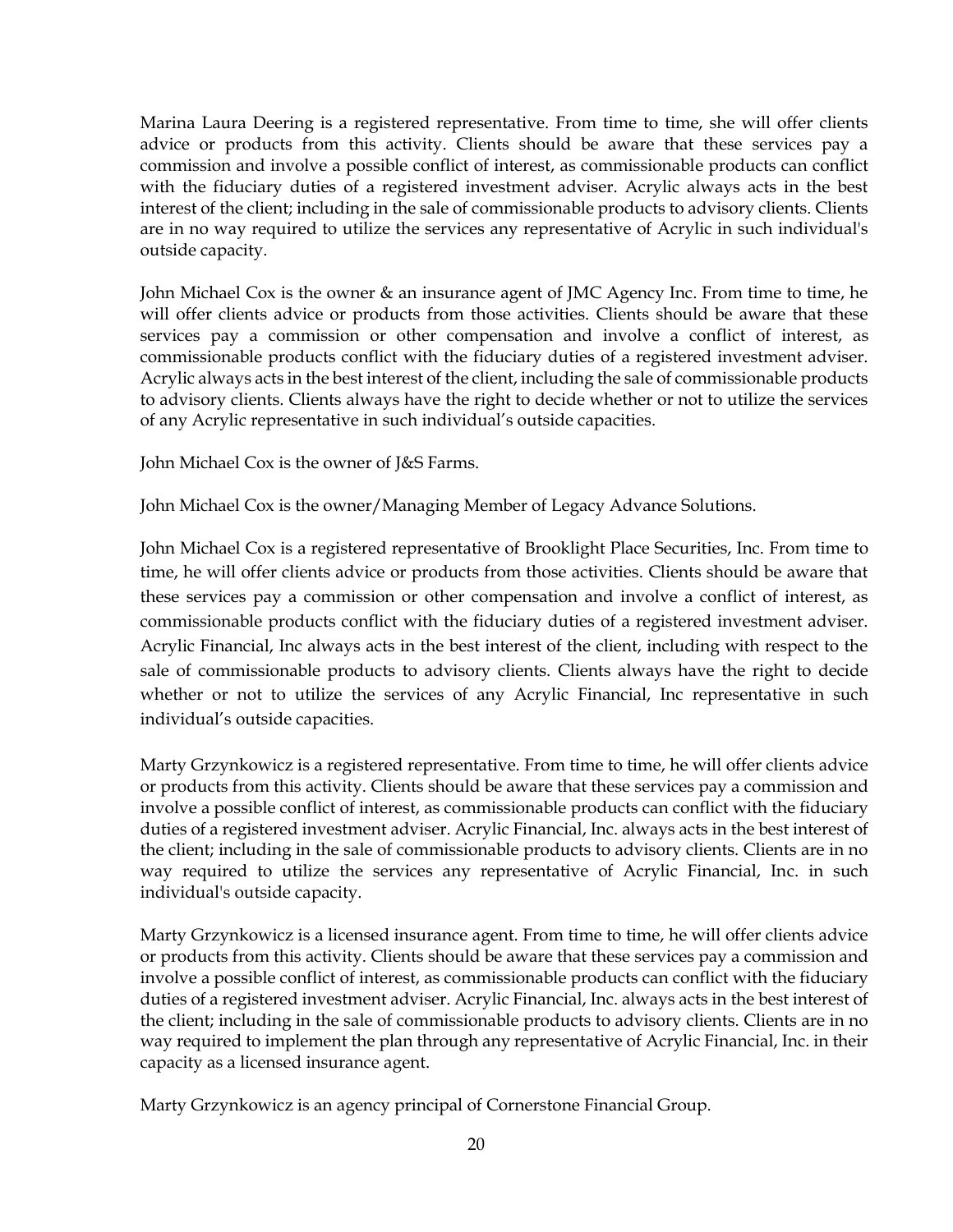Marina Laura Deering is a registered representative. From time to time, she will offer clients advice or products from this activity. Clients should be aware that these services pay a commission and involve a possible conflict of interest, as commissionable products can conflict with the fiduciary duties of a registered investment adviser. Acrylic always acts in the best interest of the client; including in the sale of commissionable products to advisory clients. Clients are in no way required to utilize the services any representative of Acrylic in such individual's outside capacity.

John Michael Cox is the owner & an insurance agent of JMC Agency Inc. From time to time, he will offer clients advice or products from those activities. Clients should be aware that these services pay a commission or other compensation and involve a conflict of interest, as commissionable products conflict with the fiduciary duties of a registered investment adviser. Acrylic always acts in the best interest of the client, including the sale of commissionable products to advisory clients. Clients always have the right to decide whether or not to utilize the services of any Acrylic representative in such individual's outside capacities.

John Michael Cox is the owner of J&S Farms.

John Michael Cox is the owner/Managing Member of Legacy Advance Solutions.

John Michael Cox is a registered representative of Brooklight Place Securities, Inc. From time to time, he will offer clients advice or products from those activities. Clients should be aware that these services pay a commission or other compensation and involve a conflict of interest, as commissionable products conflict with the fiduciary duties of a registered investment adviser. Acrylic Financial, Inc always acts in the best interest of the client, including with respect to the sale of commissionable products to advisory clients. Clients always have the right to decide whether or not to utilize the services of any Acrylic Financial, Inc representative in such individual's outside capacities.

Marty Grzynkowicz is a registered representative. From time to time, he will offer clients advice or products from this activity. Clients should be aware that these services pay a commission and involve a possible conflict of interest, as commissionable products can conflict with the fiduciary duties of a registered investment adviser. Acrylic Financial, Inc. always acts in the best interest of the client; including in the sale of commissionable products to advisory clients. Clients are in no way required to utilize the services any representative of Acrylic Financial, Inc. in such individual's outside capacity.

Marty Grzynkowicz is a licensed insurance agent. From time to time, he will offer clients advice or products from this activity. Clients should be aware that these services pay a commission and involve a possible conflict of interest, as commissionable products can conflict with the fiduciary duties of a registered investment adviser. Acrylic Financial, Inc. always acts in the best interest of the client; including in the sale of commissionable products to advisory clients. Clients are in no way required to implement the plan through any representative of Acrylic Financial, Inc. in their capacity as a licensed insurance agent.

Marty Grzynkowicz is an agency principal of Cornerstone Financial Group.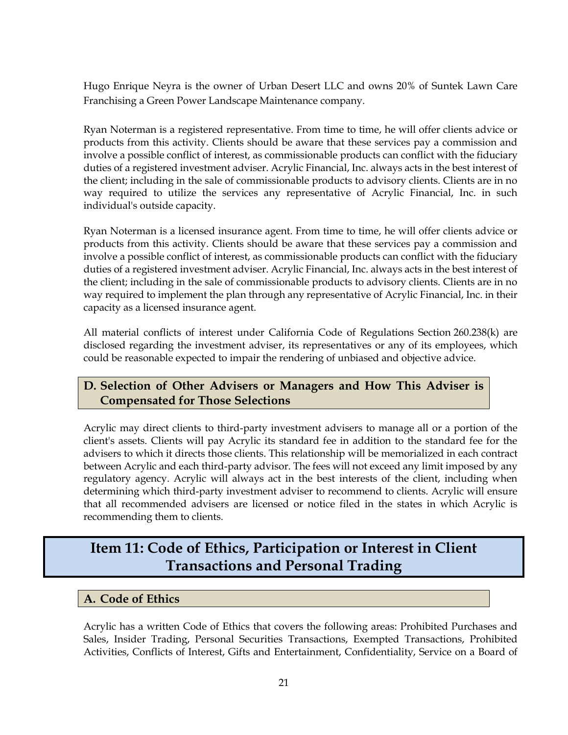Hugo Enrique Neyra is the owner of Urban Desert LLC and owns 20% of Suntek Lawn Care Franchising a Green Power Landscape Maintenance company.

Ryan Noterman is a registered representative. From time to time, he will offer clients advice or products from this activity. Clients should be aware that these services pay a commission and involve a possible conflict of interest, as commissionable products can conflict with the fiduciary duties of a registered investment adviser. Acrylic Financial, Inc. always acts in the best interest of the client; including in the sale of commissionable products to advisory clients. Clients are in no way required to utilize the services any representative of Acrylic Financial, Inc. in such individual's outside capacity.

Ryan Noterman is a licensed insurance agent. From time to time, he will offer clients advice or products from this activity. Clients should be aware that these services pay a commission and involve a possible conflict of interest, as commissionable products can conflict with the fiduciary duties of a registered investment adviser. Acrylic Financial, Inc. always acts in the best interest of the client; including in the sale of commissionable products to advisory clients. Clients are in no way required to implement the plan through any representative of Acrylic Financial, Inc. in their capacity as a licensed insurance agent.

All material conflicts of interest under California Code of Regulations Section 260.238(k) are disclosed regarding the investment adviser, its representatives or any of its employees, which could be reasonable expected to impair the rendering of unbiased and objective advice.

### D. Selection of Other Advisers or Managers and How This Adviser is Compensated for Those Selections

Acrylic may direct clients to third-party investment advisers to manage all or a portion of the client's assets. Clients will pay Acrylic its standard fee in addition to the standard fee for the advisers to which it directs those clients. This relationship will be memorialized in each contract between Acrylic and each third-party advisor. The fees will not exceed any limit imposed by any regulatory agency. Acrylic will always act in the best interests of the client, including when determining which third-party investment adviser to recommend to clients. Acrylic will ensure that all recommended advisers are licensed or notice filed in the states in which Acrylic is recommending them to clients.

## Item 11: Code of Ethics, Participation or Interest in Client Transactions and Personal Trading

### A. Code of Ethics

Acrylic has a written Code of Ethics that covers the following areas: Prohibited Purchases and Sales, Insider Trading, Personal Securities Transactions, Exempted Transactions, Prohibited Activities, Conflicts of Interest, Gifts and Entertainment, Confidentiality, Service on a Board of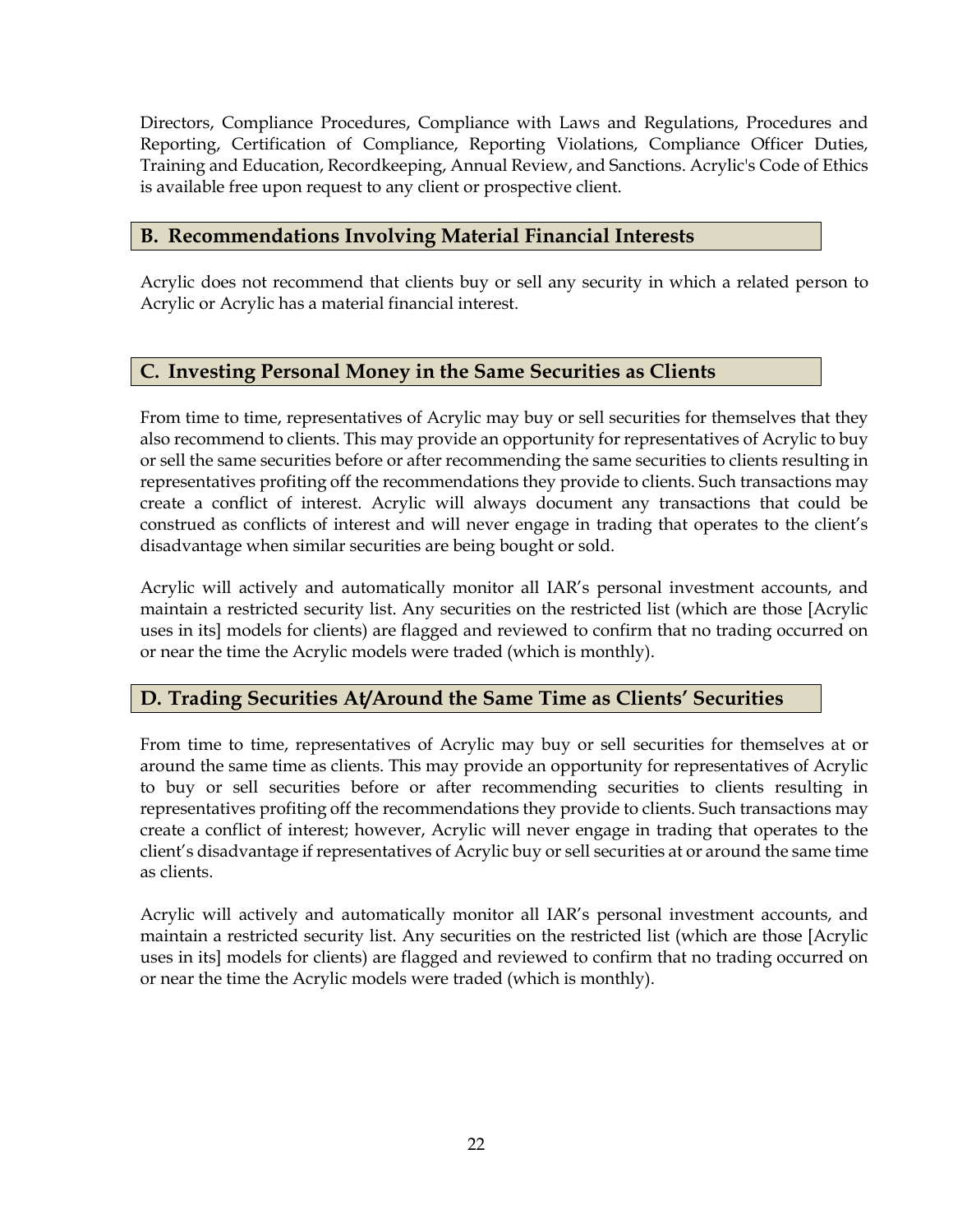Directors, Compliance Procedures, Compliance with Laws and Regulations, Procedures and Reporting, Certification of Compliance, Reporting Violations, Compliance Officer Duties, Training and Education, Recordkeeping, Annual Review, and Sanctions. Acrylic's Code of Ethics is available free upon request to any client or prospective client.

## B. Recommendations Involving Material Financial Interests

Acrylic does not recommend that clients buy or sell any security in which a related person to Acrylic or Acrylic has a material financial interest.

## C. Investing Personal Money in the Same Securities as Clients

From time to time, representatives of Acrylic may buy or sell securities for themselves that they also recommend to clients. This may provide an opportunity for representatives of Acrylic to buy or sell the same securities before or after recommending the same securities to clients resulting in representatives profiting off the recommendations they provide to clients. Such transactions may create a conflict of interest. Acrylic will always document any transactions that could be construed as conflicts of interest and will never engage in trading that operates to the client's disadvantage when similar securities are being bought or sold.

Acrylic will actively and automatically monitor all IAR's personal investment accounts, and maintain a restricted security list. Any securities on the restricted list (which are those [Acrylic uses in its] models for clients) are flagged and reviewed to confirm that no trading occurred on or near the time the Acrylic models were traded (which is monthly).

## D. Trading Securities At/Around the Same Time as Clients' Securities

From time to time, representatives of Acrylic may buy or sell securities for themselves at or around the same time as clients. This may provide an opportunity for representatives of Acrylic to buy or sell securities before or after recommending securities to clients resulting in representatives profiting off the recommendations they provide to clients. Such transactions may create a conflict of interest; however, Acrylic will never engage in trading that operates to the client's disadvantage if representatives of Acrylic buy or sell securities at or around the same time as clients.

Acrylic will actively and automatically monitor all IAR's personal investment accounts, and maintain a restricted security list. Any securities on the restricted list (which are those [Acrylic uses in its] models for clients) are flagged and reviewed to confirm that no trading occurred on or near the time the Acrylic models were traded (which is monthly).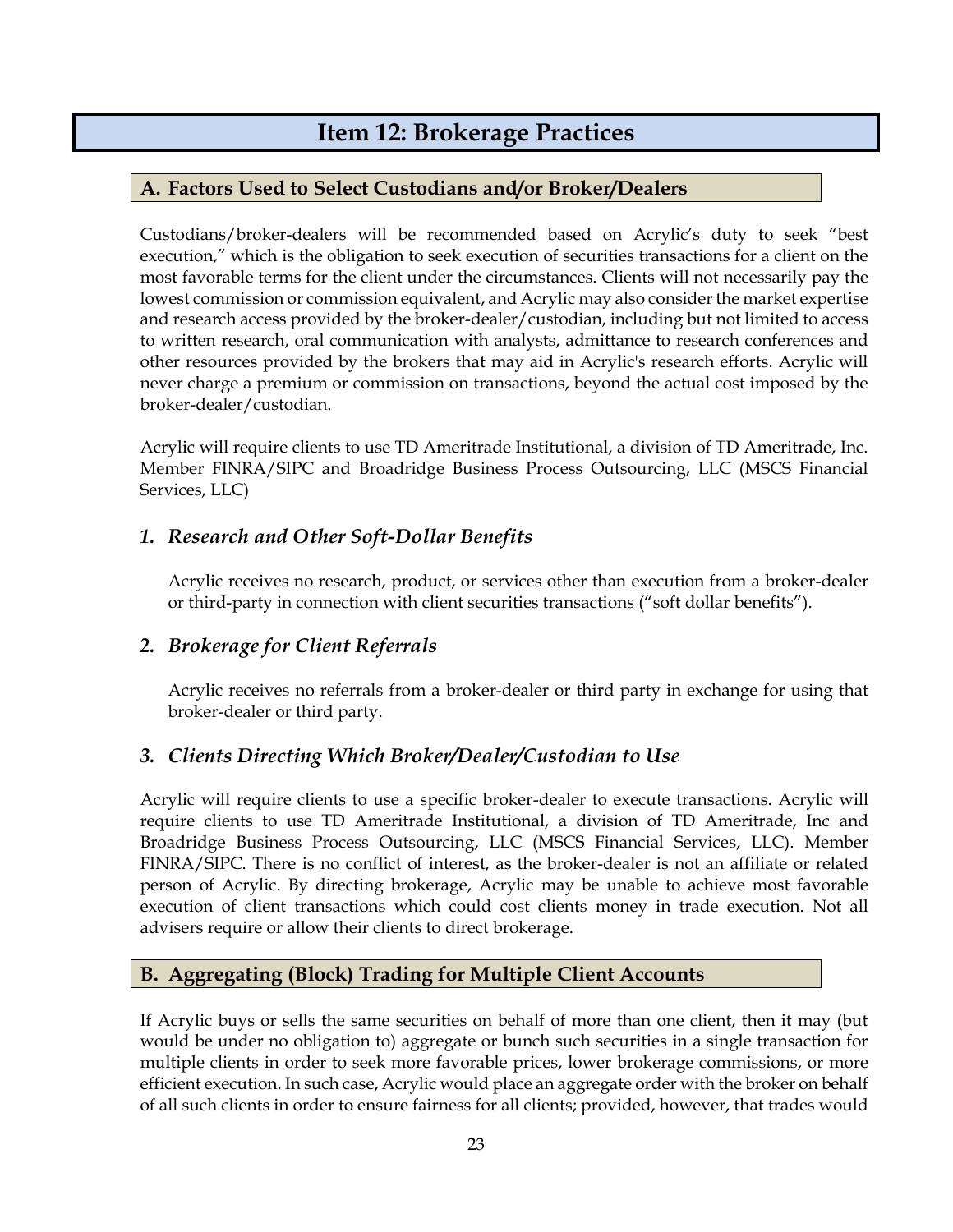# Item 12: Brokerage Practices

## A. Factors Used to Select Custodians and/or Broker/Dealers

Custodians/broker-dealers will be recommended based on Acrylic's duty to seek "best execution," which is the obligation to seek execution of securities transactions for a client on the most favorable terms for the client under the circumstances. Clients will not necessarily pay the lowest commission or commission equivalent, and Acrylic may also consider the market expertise and research access provided by the broker-dealer/custodian, including but not limited to access to written research, oral communication with analysts, admittance to research conferences and other resources provided by the brokers that may aid in Acrylic's research efforts. Acrylic will never charge a premium or commission on transactions, beyond the actual cost imposed by the broker-dealer/custodian.

Acrylic will require clients to use TD Ameritrade Institutional, a division of TD Ameritrade, Inc. Member FINRA/SIPC and Broadridge Business Process Outsourcing, LLC (MSCS Financial Services, LLC)

### *1. Research and Other Soft-Dollar Benefits*

Acrylic receives no research, product, or services other than execution from a broker-dealer or third-party in connection with client securities transactions ("soft dollar benefits").

### *2. Brokerage for Client Referrals*

Acrylic receives no referrals from a broker-dealer or third party in exchange for using that broker-dealer or third party.

### *3. Clients Directing Which Broker/Dealer/Custodian to Use*

Acrylic will require clients to use a specific broker-dealer to execute transactions. Acrylic will require clients to use TD Ameritrade Institutional, a division of TD Ameritrade, Inc and Broadridge Business Process Outsourcing, LLC (MSCS Financial Services, LLC). Member FINRA/SIPC. There is no conflict of interest, as the broker-dealer is not an affiliate or related person of Acrylic. By directing brokerage, Acrylic may be unable to achieve most favorable execution of client transactions which could cost clients money in trade execution. Not all advisers require or allow their clients to direct brokerage.

## B. Aggregating (Block) Trading for Multiple Client Accounts

If Acrylic buys or sells the same securities on behalf of more than one client, then it may (but would be under no obligation to) aggregate or bunch such securities in a single transaction for multiple clients in order to seek more favorable prices, lower brokerage commissions, or more efficient execution. In such case, Acrylic would place an aggregate order with the broker on behalf of all such clients in order to ensure fairness for all clients; provided, however, that trades would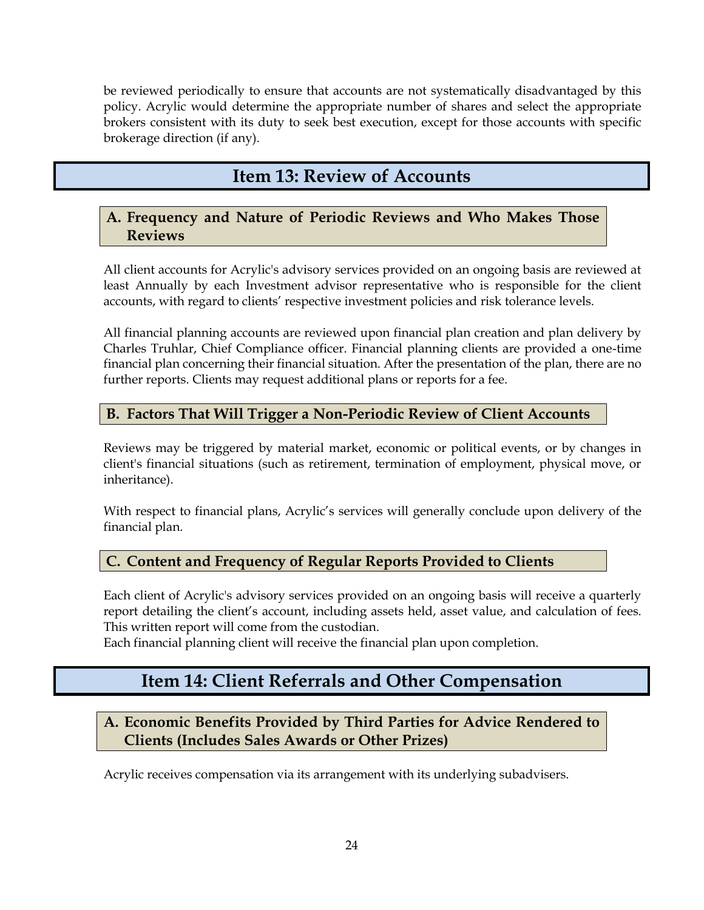be reviewed periodically to ensure that accounts are not systematically disadvantaged by this policy. Acrylic would determine the appropriate number of shares and select the appropriate brokers consistent with its duty to seek best execution, except for those accounts with specific brokerage direction (if any).

# Item 13: Review of Accounts

## A. Frequency and Nature of Periodic Reviews and Who Makes Those Reviews

All client accounts for Acrylic's advisory services provided on an ongoing basis are reviewed at least Annually by each Investment advisor representative who is responsible for the client accounts, with regard to clients' respective investment policies and risk tolerance levels.

All financial planning accounts are reviewed upon financial plan creation and plan delivery by Charles Truhlar, Chief Compliance officer. Financial planning clients are provided a one-time financial plan concerning their financial situation. After the presentation of the plan, there are no further reports. Clients may request additional plans or reports for a fee.

## B. Factors That Will Trigger a Non-Periodic Review of Client Accounts

Reviews may be triggered by material market, economic or political events, or by changes in client's financial situations (such as retirement, termination of employment, physical move, or inheritance).

With respect to financial plans, Acrylic's services will generally conclude upon delivery of the financial plan.

## C. Content and Frequency of Regular Reports Provided to Clients

Each client of Acrylic's advisory services provided on an ongoing basis will receive a quarterly report detailing the client's account, including assets held, asset value, and calculation of fees. This written report will come from the custodian.
Each financial planning client will receive the financial plan upon completion.

# Item 14: Client Referrals and Other Compensation

## A. Economic Benefits Provided by Third Parties for Advice Rendered to Clients (Includes Sales Awards or Other Prizes)

Acrylic receives compensation via its arrangement with its underlying subadvisers.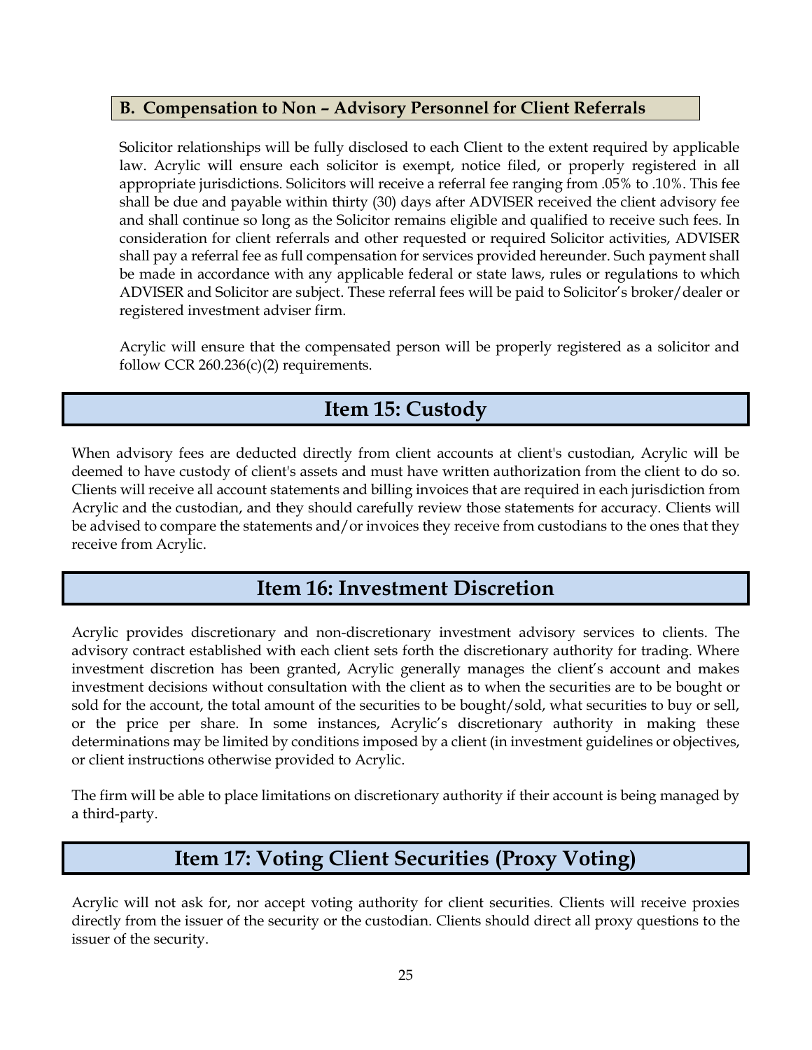### B. Compensation to Non – Advisory Personnel for Client Referrals

Solicitor relationships will be fully disclosed to each Client to the extent required by applicable law. Acrylic will ensure each solicitor is exempt, notice filed, or properly registered in all appropriate jurisdictions. Solicitors will receive a referral fee ranging from .05% to .10%. This fee shall be due and payable within thirty (30) days after ADVISER received the client advisory fee and shall continue so long as the Solicitor remains eligible and qualified to receive such fees. In consideration for client referrals and other requested or required Solicitor activities, ADVISER shall pay a referral fee as full compensation for services provided hereunder. Such payment shall be made in accordance with any applicable federal or state laws, rules or regulations to which ADVISER and Solicitor are subject. These referral fees will be paid to Solicitor's broker/dealer or registered investment adviser firm.

Acrylic will ensure that the compensated person will be properly registered as a solicitor and follow CCR 260.236(c)(2) requirements.

## Item 15: Custody

When advisory fees are deducted directly from client accounts at client's custodian, Acrylic will be deemed to have custody of client's assets and must have written authorization from the client to do so. Clients will receive all account statements and billing invoices that are required in each jurisdiction from Acrylic and the custodian, and they should carefully review those statements for accuracy. Clients will be advised to compare the statements and/or invoices they receive from custodians to the ones that they receive from Acrylic.

## Item 16: Investment Discretion

Acrylic provides discretionary and non-discretionary investment advisory services to clients. The advisory contract established with each client sets forth the discretionary authority for trading. Where investment discretion has been granted, Acrylic generally manages the client's account and makes investment decisions without consultation with the client as to when the securities are to be bought or sold for the account, the total amount of the securities to be bought/sold, what securities to buy or sell, or the price per share. In some instances, Acrylic's discretionary authority in making these determinations may be limited by conditions imposed by a client (in investment guidelines or objectives, or client instructions otherwise provided to Acrylic.

The firm will be able to place limitations on discretionary authority if their account is being managed by a third-party.

## Item 17: Voting Client Securities (Proxy Voting)

Acrylic will not ask for, nor accept voting authority for client securities. Clients will receive proxies directly from the issuer of the security or the custodian. Clients should direct all proxy questions to the issuer of the security.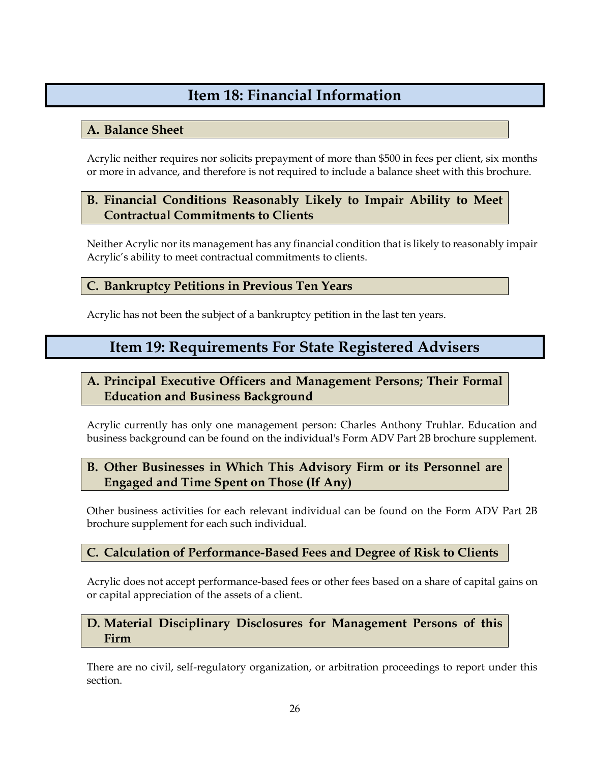# Item 18: Financial Information

## A. Balance Sheet

Acrylic neither requires nor solicits prepayment of more than $500 in fees per client, six months or more in advance, and therefore is not required to include a balance sheet with this brochure.

## B. Financial Conditions Reasonably Likely to Impair Ability to Meet Contractual Commitments to Clients

Neither Acrylic nor its management has any financial condition that is likely to reasonably impair Acrylic's ability to meet contractual commitments to clients.

## C. Bankruptcy Petitions in Previous Ten Years

Acrylic has not been the subject of a bankruptcy petition in the last ten years.

# Item 19: Requirements For State Registered Advisers

## A. Principal Executive Officers and Management Persons; Their Formal Education and Business Background

Acrylic currently has only one management person: Charles Anthony Truhlar. Education and business background can be found on the individual's Form ADV Part 2B brochure supplement.

## B. Other Businesses in Which This Advisory Firm or its Personnel are Engaged and Time Spent on Those (If Any)

Other business activities for each relevant individual can be found on the Form ADV Part 2B brochure supplement for each such individual.

## C. Calculation of Performance-Based Fees and Degree of Risk to Clients

Acrylic does not accept performance-based fees or other fees based on a share of capital gains on or capital appreciation of the assets of a client.

## D. Material Disciplinary Disclosures for Management Persons of this Firm

There are no civil, self-regulatory organization, or arbitration proceedings to report under this section.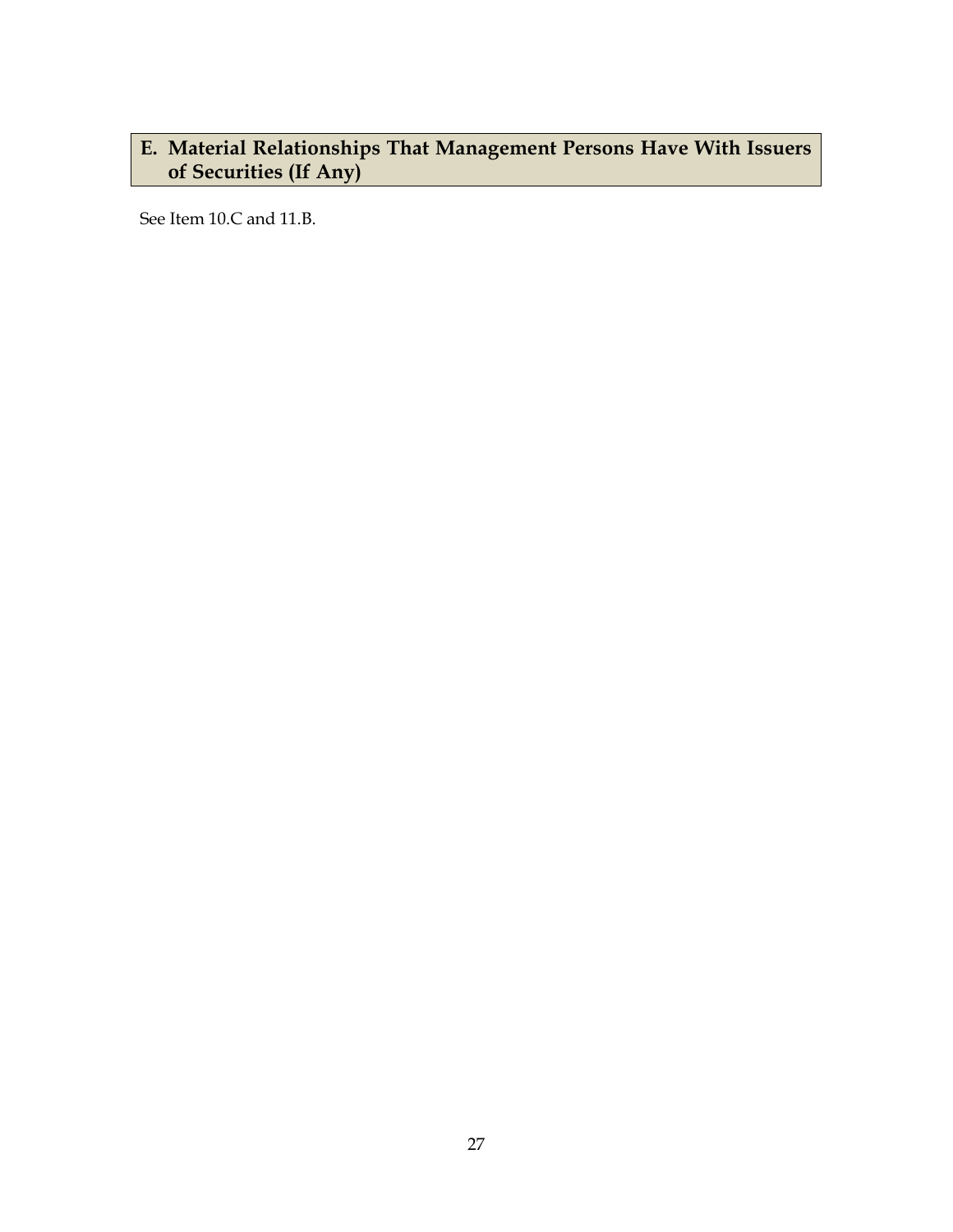## E. Material Relationships That Management Persons Have With Issuers of Securities (If Any)

See Item 10.C and 11.B.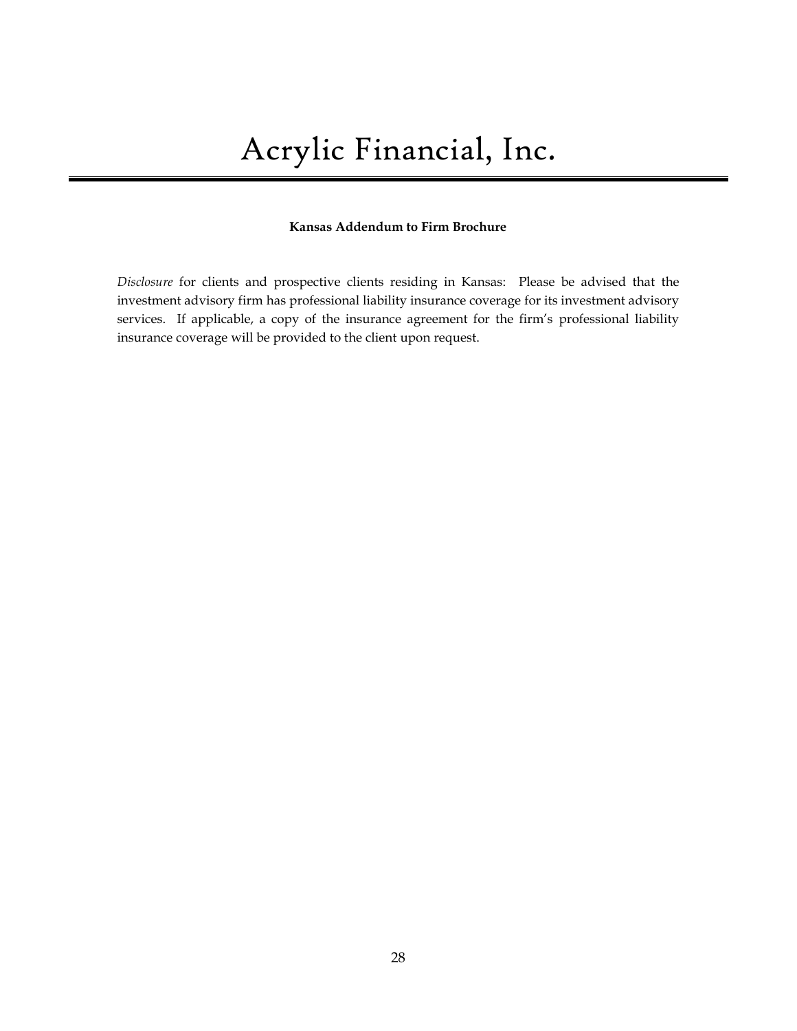# Acrylic Financial, Inc.

**Kansas Addendum to Firm Brochure**

*Disclosure* for clients and prospective clients residing in Kansas: Please be advised that the investment advisory firm has professional liability insurance coverage for its investment advisory services. If applicable, a copy of the insurance agreement for the firm's professional liability insurance coverage will be provided to the client upon request.